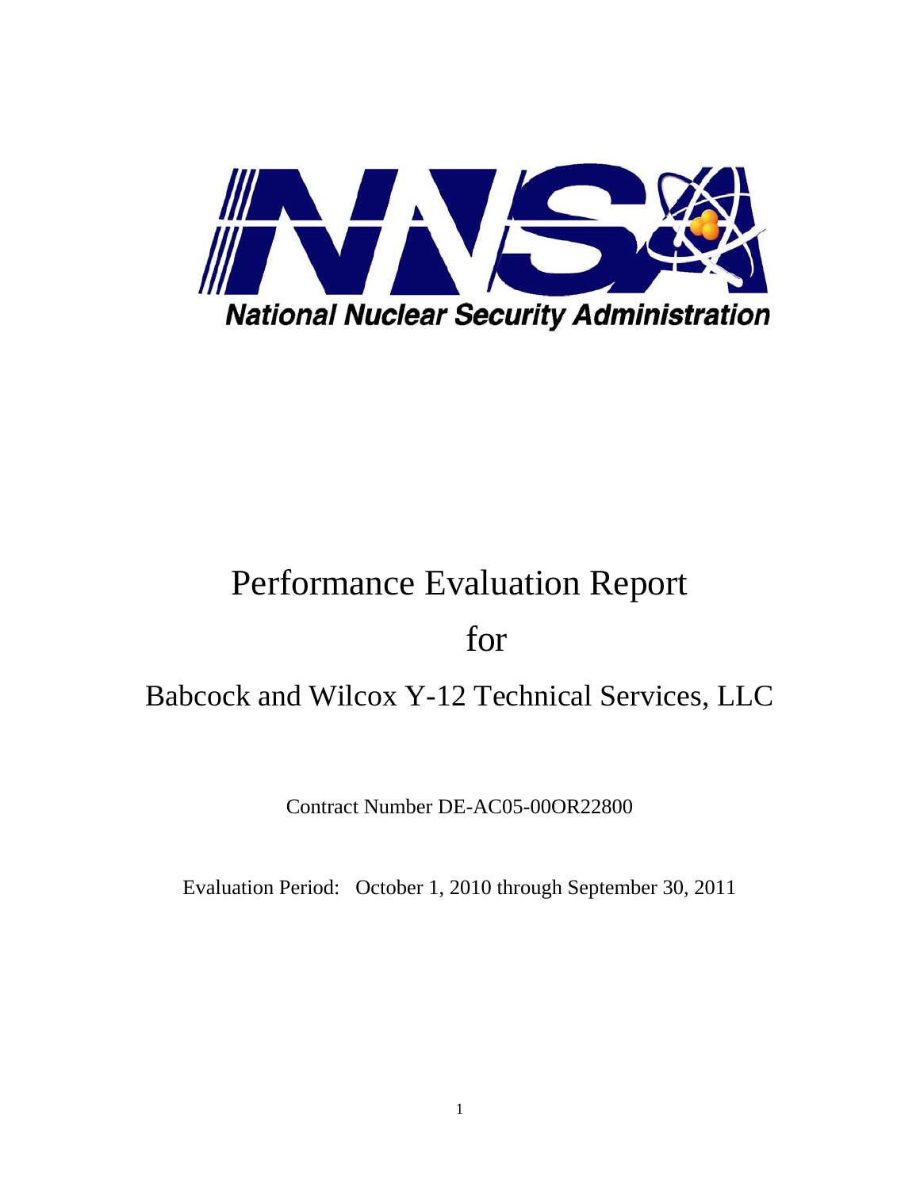National Nuclear Security Administration

# Performance Evaluation Report

# for

## Babcock and Wilcox Y-12 Technical Services, LLC

Contract Number DE-AC05-00OR22800

Evaluation Period: October 1, 2010 through September 30, 2011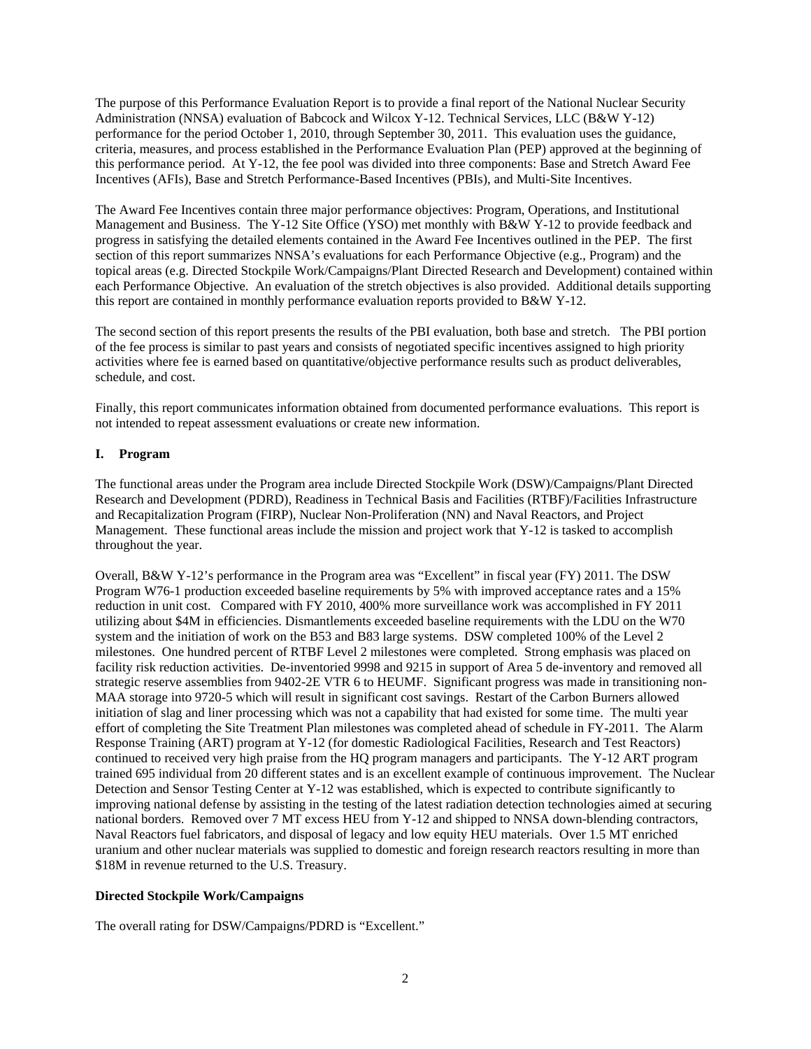The purpose of this Performance Evaluation Report is to provide a final report of the National Nuclear Security Administration (NNSA) evaluation of Babcock and Wilcox Y-12. Technical Services, LLC (B&W Y-12) performance for the period October 1, 2010, through September 30, 2011. This evaluation uses the guidance, criteria, measures, and process established in the Performance Evaluation Plan (PEP) approved at the beginning of this performance period. At Y-12, the fee pool was divided into three components: Base and Stretch Award Fee Incentives (AFIs), Base and Stretch Performance-Based Incentives (PBIs), and Multi-Site Incentives.

The Award Fee Incentives contain three major performance objectives: Program, Operations, and Institutional Management and Business. The Y-12 Site Office (YSO) met monthly with B&W Y-12 to provide feedback and progress in satisfying the detailed elements contained in the Award Fee Incentives outlined in the PEP. The first section of this report summarizes NNSA's evaluations for each Performance Objective (e.g., Program) and the topical areas (e.g. Directed Stockpile Work/Campaigns/Plant Directed Research and Development) contained within each Performance Objective. An evaluation of the stretch objectives is also provided. Additional details supporting this report are contained in monthly performance evaluation reports provided to B&W Y-12.

The second section of this report presents the results of the PBI evaluation, both base and stretch. The PBI portion of the fee process is similar to past years and consists of negotiated specific incentives assigned to high priority activities where fee is earned based on quantitative/objective performance results such as product deliverables, schedule, and cost.

Finally, this report communicates information obtained from documented performance evaluations. This report is not intended to repeat assessment evaluations or create new information.

## I. Program

The functional areas under the Program area include Directed Stockpile Work (DSW)/Campaigns/Plant Directed Research and Development (PDRD), Readiness in Technical Basis and Facilities (RTBF)/Facilities Infrastructure and Recapitalization Program (FIRP), Nuclear Non-Proliferation (NN) and Naval Reactors, and Project Management. These functional areas include the mission and project work that Y-12 is tasked to accomplish throughout the year.

Overall, B&W Y-12's performance in the Program area was "Excellent" in fiscal year (FY) 2011. The DSW Program W76-1 production exceeded baseline requirements by 5% with improved acceptance rates and a 15% reduction in unit cost. Compared with FY 2010, 400% more surveillance work was accomplished in FY 2011 utilizing about $4M in efficiencies. Dismantlements exceeded baseline requirements with the LDU on the W70 system and the initiation of work on the B53 and B83 large systems. DSW completed 100% of the Level 2 milestones. One hundred percent of RTBF Level 2 milestones were completed. Strong emphasis was placed on facility risk reduction activities. De-inventoried 9998 and 9215 in support of Area 5 de-inventory and removed all strategic reserve assemblies from 9402-2E VTR 6 to HEUMF. Significant progress was made in transitioning non-MAA storage into 9720-5 which will result in significant cost savings. Restart of the Carbon Burners allowed initiation of slag and liner processing which was not a capability that had existed for some time. The multi year effort of completing the Site Treatment Plan milestones was completed ahead of schedule in FY-2011. The Alarm Response Training (ART) program at Y-12 (for domestic Radiological Facilities, Research and Test Reactors) continued to received very high praise from the HQ program managers and participants. The Y-12 ART program trained 695 individual from 20 different states and is an excellent example of continuous improvement. The Nuclear Detection and Sensor Testing Center at Y-12 was established, which is expected to contribute significantly to improving national defense by assisting in the testing of the latest radiation detection technologies aimed at securing national borders. Removed over 7 MT excess HEU from Y-12 and shipped to NNSA down-blending contractors, Naval Reactors fuel fabricators, and disposal of legacy and low equity HEU materials. Over 1.5 MT enriched uranium and other nuclear materials was supplied to domestic and foreign research reactors resulting in more than $18M in revenue returned to the U.S. Treasury.

### Directed Stockpile Work/Campaigns

The overall rating for DSW/Campaigns/PDRD is "Excellent."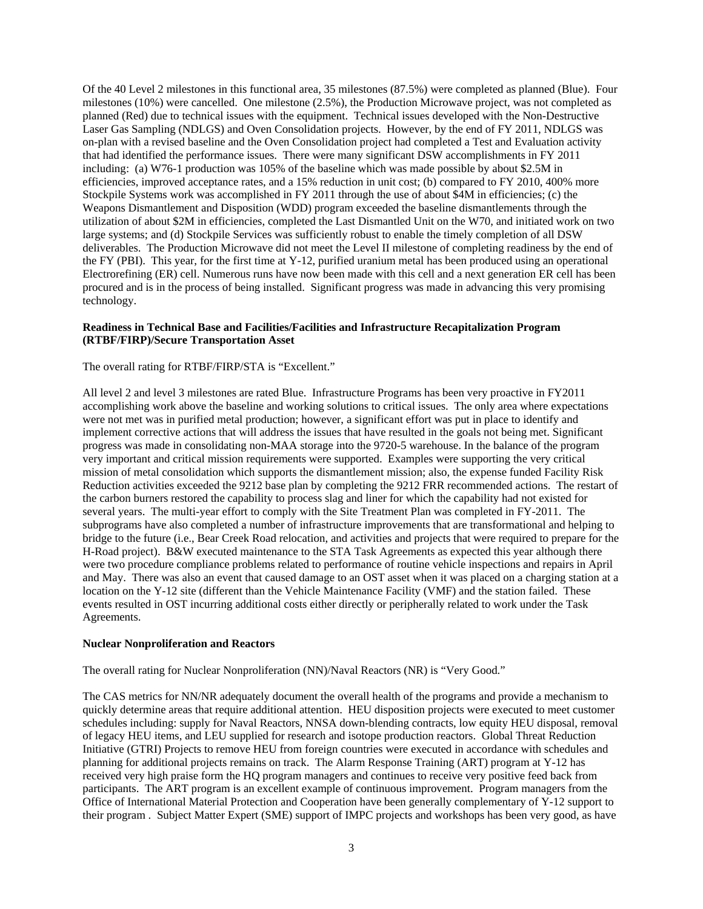Of the 40 Level 2 milestones in this functional area, 35 milestones (87.5%) were completed as planned (Blue). Four milestones (10%) were cancelled. One milestone (2.5%), the Production Microwave project, was not completed as planned (Red) due to technical issues with the equipment. Technical issues developed with the Non-Destructive Laser Gas Sampling (NDLGS) and Oven Consolidation projects. However, by the end of FY 2011, NDLGS was on-plan with a revised baseline and the Oven Consolidation project had completed a Test and Evaluation activity that had identified the performance issues. There were many significant DSW accomplishments in FY 2011 including: (a) W76-1 production was 105% of the baseline which was made possible by about $2.5M in efficiencies, improved acceptance rates, and a 15% reduction in unit cost; (b) compared to FY 2010, 400% more Stockpile Systems work was accomplished in FY 2011 through the use of about $4M in efficiencies; (c) the Weapons Dismantlement and Disposition (WDD) program exceeded the baseline dismantlements through the utilization of about $2M in efficiencies, completed the Last Dismantled Unit on the W70, and initiated work on two large systems; and (d) Stockpile Services was sufficiently robust to enable the timely completion of all DSW deliverables. The Production Microwave did not meet the Level II milestone of completing readiness by the end of the FY (PBI). This year, for the first time at Y-12, purified uranium metal has been produced using an operational Electrorefining (ER) cell. Numerous runs have now been made with this cell and a next generation ER cell has been procured and is in the process of being installed. Significant progress was made in advancing this very promising technology.

**Readiness in Technical Base and Facilities/Facilities and Infrastructure Recapitalization Program (RTBF/FIRP)/Secure Transportation Asset**

The overall rating for RTBF/FIRP/STA is "Excellent."

All level 2 and level 3 milestones are rated Blue. Infrastructure Programs has been very proactive in FY2011 accomplishing work above the baseline and working solutions to critical issues. The only area where expectations were not met was in purified metal production; however, a significant effort was put in place to identify and implement corrective actions that will address the issues that have resulted in the goals not being met. Significant progress was made in consolidating non-MAA storage into the 9720-5 warehouse. In the balance of the program very important and critical mission requirements were supported. Examples were supporting the very critical mission of metal consolidation which supports the dismantlement mission; also, the expense funded Facility Risk Reduction activities exceeded the 9212 base plan by completing the 9212 FRR recommended actions. The restart of the carbon burners restored the capability to process slag and liner for which the capability had not existed for several years. The multi-year effort to comply with the Site Treatment Plan was completed in FY-2011. The subprograms have also completed a number of infrastructure improvements that are transformational and helping to bridge to the future (i.e., Bear Creek Road relocation, and activities and projects that were required to prepare for the H-Road project). B&W executed maintenance to the STA Task Agreements as expected this year although there were two procedure compliance problems related to performance of routine vehicle inspections and repairs in April and May. There was also an event that caused damage to an OST asset when it was placed on a charging station at a location on the Y-12 site (different than the Vehicle Maintenance Facility (VMF) and the station failed. These events resulted in OST incurring additional costs either directly or peripherally related to work under the Task Agreements.

**Nuclear Nonproliferation and Reactors**

The overall rating for Nuclear Nonproliferation (NN)/Naval Reactors (NR) is "Very Good."

The CAS metrics for NN/NR adequately document the overall health of the programs and provide a mechanism to quickly determine areas that require additional attention. HEU disposition projects were executed to meet customer schedules including: supply for Naval Reactors, NNSA down-blending contracts, low equity HEU disposal, removal of legacy HEU items, and LEU supplied for research and isotope production reactors. Global Threat Reduction Initiative (GTRI) Projects to remove HEU from foreign countries were executed in accordance with schedules and planning for additional projects remains on track. The Alarm Response Training (ART) program at Y-12 has received very high praise form the HQ program managers and continues to receive very positive feed back from participants. The ART program is an excellent example of continuous improvement. Program managers from the Office of International Material Protection and Cooperation have been generally complementary of Y-12 support to their program . Subject Matter Expert (SME) support of IMPC projects and workshops has been very good, as have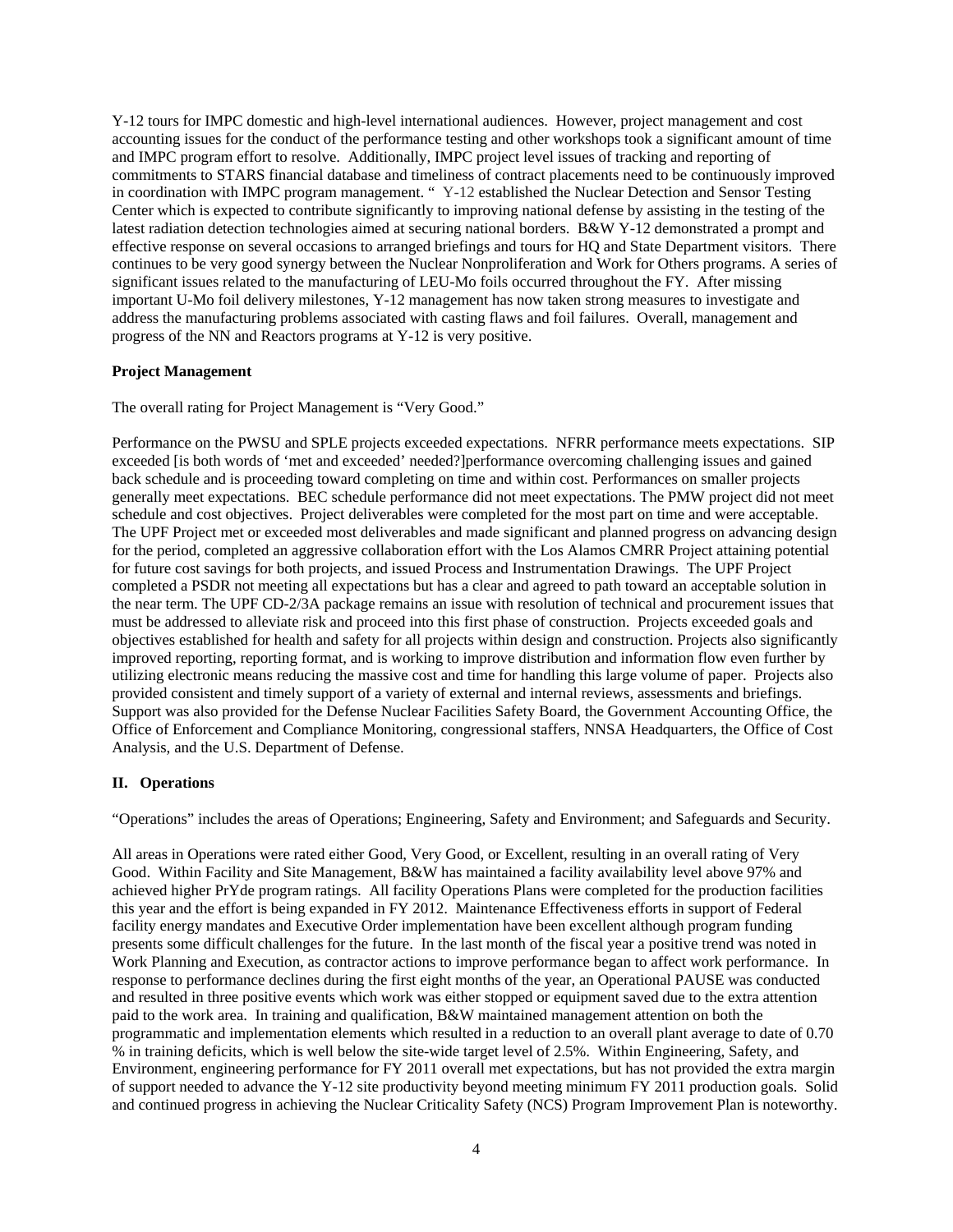Y-12 tours for IMPC domestic and high-level international audiences. However, project management and cost accounting issues for the conduct of the performance testing and other workshops took a significant amount of time and IMPC program effort to resolve. Additionally, IMPC project level issues of tracking and reporting of commitments to STARS financial database and timeliness of contract placements need to be continuously improved in coordination with IMPC program management. " Y-12 established the Nuclear Detection and Sensor Testing Center which is expected to contribute significantly to improving national defense by assisting in the testing of the latest radiation detection technologies aimed at securing national borders. B&W Y-12 demonstrated a prompt and effective response on several occasions to arranged briefings and tours for HQ and State Department visitors. There continues to be very good synergy between the Nuclear Nonproliferation and Work for Others programs. A series of significant issues related to the manufacturing of LEU-Mo foils occurred throughout the FY. After missing important U-Mo foil delivery milestones, Y-12 management has now taken strong measures to investigate and address the manufacturing problems associated with casting flaws and foil failures. Overall, management and progress of the NN and Reactors programs at Y-12 is very positive.

**Project Management**

The overall rating for Project Management is "Very Good."

Performance on the PWSU and SPLE projects exceeded expectations. NFRR performance meets expectations. SIP exceeded [is both words of 'met and exceeded' needed?]performance overcoming challenging issues and gained back schedule and is proceeding toward completing on time and within cost. Performances on smaller projects generally meet expectations. BEC schedule performance did not meet expectations. The PMW project did not meet schedule and cost objectives. Project deliverables were completed for the most part on time and were acceptable. The UPF Project met or exceeded most deliverables and made significant and planned progress on advancing design for the period, completed an aggressive collaboration effort with the Los Alamos CMRR Project attaining potential for future cost savings for both projects, and issued Process and Instrumentation Drawings. The UPF Project completed a PSDR not meeting all expectations but has a clear and agreed to path toward an acceptable solution in the near term. The UPF CD-2/3A package remains an issue with resolution of technical and procurement issues that must be addressed to alleviate risk and proceed into this first phase of construction. Projects exceeded goals and objectives established for health and safety for all projects within design and construction. Projects also significantly improved reporting, reporting format, and is working to improve distribution and information flow even further by utilizing electronic means reducing the massive cost and time for handling this large volume of paper. Projects also provided consistent and timely support of a variety of external and internal reviews, assessments and briefings. Support was also provided for the Defense Nuclear Facilities Safety Board, the Government Accounting Office, the Office of Enforcement and Compliance Monitoring, congressional staffers, NNSA Headquarters, the Office of Cost Analysis, and the U.S. Department of Defense.

## II. Operations

"Operations" includes the areas of Operations; Engineering, Safety and Environment; and Safeguards and Security.

All areas in Operations were rated either Good, Very Good, or Excellent, resulting in an overall rating of Very Good. Within Facility and Site Management, B&W has maintained a facility availability level above 97% and achieved higher PrYde program ratings. All facility Operations Plans were completed for the production facilities this year and the effort is being expanded in FY 2012. Maintenance Effectiveness efforts in support of Federal facility energy mandates and Executive Order implementation have been excellent although program funding presents some difficult challenges for the future. In the last month of the fiscal year a positive trend was noted in Work Planning and Execution, as contractor actions to improve performance began to affect work performance. In response to performance declines during the first eight months of the year, an Operational PAUSE was conducted and resulted in three positive events which work was either stopped or equipment saved due to the extra attention paid to the work area. In training and qualification, B&W maintained management attention on both the programmatic and implementation elements which resulted in a reduction to an overall plant average to date of 0.70 % in training deficits, which is well below the site-wide target level of 2.5%. Within Engineering, Safety, and Environment, engineering performance for FY 2011 overall met expectations, but has not provided the extra margin of support needed to advance the Y-12 site productivity beyond meeting minimum FY 2011 production goals. Solid and continued progress in achieving the Nuclear Criticality Safety (NCS) Program Improvement Plan is noteworthy.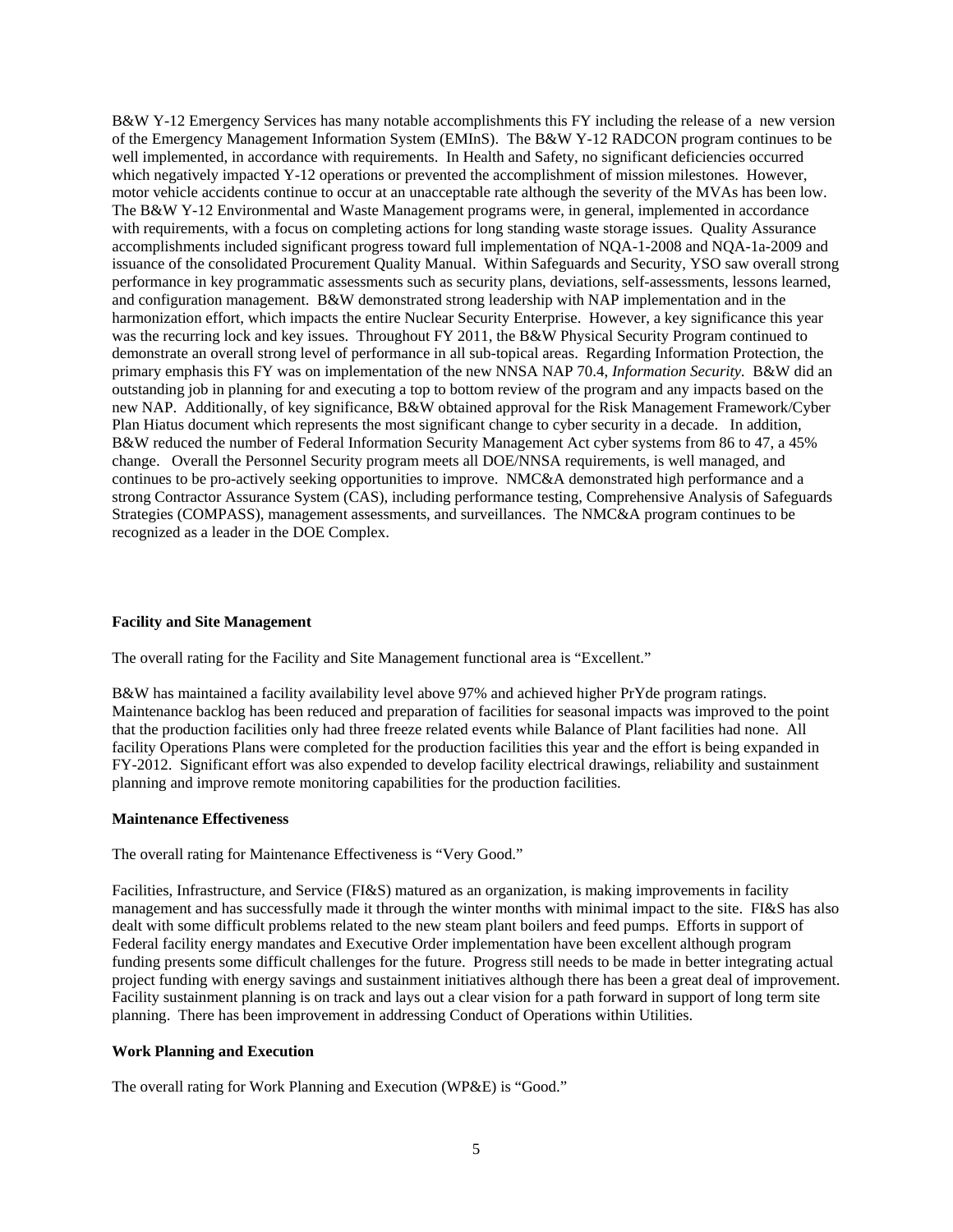B&W Y-12 Emergency Services has many notable accomplishments this FY including the release of a new version of the Emergency Management Information System (EMInS). The B&W Y-12 RADCON program continues to be well implemented, in accordance with requirements. In Health and Safety, no significant deficiencies occurred which negatively impacted Y-12 operations or prevented the accomplishment of mission milestones. However, motor vehicle accidents continue to occur at an unacceptable rate although the severity of the MVAs has been low. The B&W Y-12 Environmental and Waste Management programs were, in general, implemented in accordance with requirements, with a focus on completing actions for long standing waste storage issues. Quality Assurance accomplishments included significant progress toward full implementation of NQA-1-2008 and NQA-1a-2009 and issuance of the consolidated Procurement Quality Manual. Within Safeguards and Security, YSO saw overall strong performance in key programmatic assessments such as security plans, deviations, self-assessments, lessons learned, and configuration management. B&W demonstrated strong leadership with NAP implementation and in the harmonization effort, which impacts the entire Nuclear Security Enterprise. However, a key significance this year was the recurring lock and key issues. Throughout FY 2011, the B&W Physical Security Program continued to demonstrate an overall strong level of performance in all sub-topical areas. Regarding Information Protection, the primary emphasis this FY was on implementation of the new NNSA NAP 70.4, *Information Security*. B&W did an outstanding job in planning for and executing a top to bottom review of the program and any impacts based on the new NAP. Additionally, of key significance, B&W obtained approval for the Risk Management Framework/Cyber Plan Hiatus document which represents the most significant change to cyber security in a decade. In addition, B&W reduced the number of Federal Information Security Management Act cyber systems from 86 to 47, a 45% change. Overall the Personnel Security program meets all DOE/NNSA requirements, is well managed, and continues to be pro-actively seeking opportunities to improve. NMC&A demonstrated high performance and a strong Contractor Assurance System (CAS), including performance testing, Comprehensive Analysis of Safeguards Strategies (COMPASS), management assessments, and surveillances. The NMC&A program continues to be recognized as a leader in the DOE Complex.

**Facility and Site Management**

The overall rating for the Facility and Site Management functional area is "Excellent."

B&W has maintained a facility availability level above 97% and achieved higher PrYde program ratings. Maintenance backlog has been reduced and preparation of facilities for seasonal impacts was improved to the point that the production facilities only had three freeze related events while Balance of Plant facilities had none. All facility Operations Plans were completed for the production facilities this year and the effort is being expanded in FY-2012. Significant effort was also expended to develop facility electrical drawings, reliability and sustainment planning and improve remote monitoring capabilities for the production facilities.

**Maintenance Effectiveness**

The overall rating for Maintenance Effectiveness is "Very Good."

Facilities, Infrastructure, and Service (FI&S) matured as an organization, is making improvements in facility management and has successfully made it through the winter months with minimal impact to the site. FI&S has also dealt with some difficult problems related to the new steam plant boilers and feed pumps. Efforts in support of Federal facility energy mandates and Executive Order implementation have been excellent although program funding presents some difficult challenges for the future. Progress still needs to be made in better integrating actual project funding with energy savings and sustainment initiatives although there has been a great deal of improvement. Facility sustainment planning is on track and lays out a clear vision for a path forward in support of long term site planning. There has been improvement in addressing Conduct of Operations within Utilities.

**Work Planning and Execution**

The overall rating for Work Planning and Execution (WP&E) is "Good."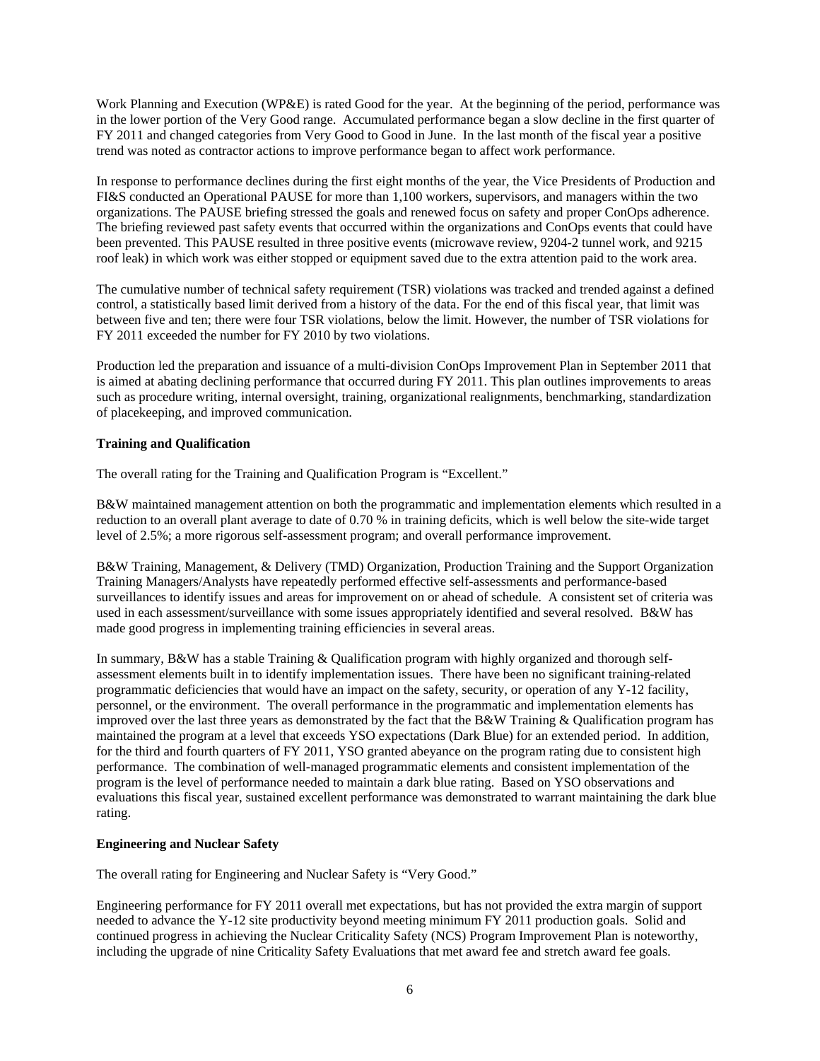Work Planning and Execution (WP&E) is rated Good for the year. At the beginning of the period, performance was in the lower portion of the Very Good range. Accumulated performance began a slow decline in the first quarter of FY 2011 and changed categories from Very Good to Good in June. In the last month of the fiscal year a positive trend was noted as contractor actions to improve performance began to affect work performance.

In response to performance declines during the first eight months of the year, the Vice Presidents of Production and FI&S conducted an Operational PAUSE for more than 1,100 workers, supervisors, and managers within the two organizations. The PAUSE briefing stressed the goals and renewed focus on safety and proper ConOps adherence. The briefing reviewed past safety events that occurred within the organizations and ConOps events that could have been prevented. This PAUSE resulted in three positive events (microwave review, 9204-2 tunnel work, and 9215 roof leak) in which work was either stopped or equipment saved due to the extra attention paid to the work area.

The cumulative number of technical safety requirement (TSR) violations was tracked and trended against a defined control, a statistically based limit derived from a history of the data. For the end of this fiscal year, that limit was between five and ten; there were four TSR violations, below the limit. However, the number of TSR violations for FY 2011 exceeded the number for FY 2010 by two violations.

Production led the preparation and issuance of a multi-division ConOps Improvement Plan in September 2011 that is aimed at abating declining performance that occurred during FY 2011. This plan outlines improvements to areas such as procedure writing, internal oversight, training, organizational realignments, benchmarking, standardization of placekeeping, and improved communication.

**Training and Qualification**

The overall rating for the Training and Qualification Program is "Excellent."

B&W maintained management attention on both the programmatic and implementation elements which resulted in a reduction to an overall plant average to date of 0.70 % in training deficits, which is well below the site-wide target level of 2.5%; a more rigorous self-assessment program; and overall performance improvement.

B&W Training, Management, & Delivery (TMD) Organization, Production Training and the Support Organization Training Managers/Analysts have repeatedly performed effective self-assessments and performance-based surveillances to identify issues and areas for improvement on or ahead of schedule. A consistent set of criteria was used in each assessment/surveillance with some issues appropriately identified and several resolved. B&W has made good progress in implementing training efficiencies in several areas.

In summary, B&W has a stable Training & Qualification program with highly organized and thorough self-assessment elements built in to identify implementation issues. There have been no significant training-related programmatic deficiencies that would have an impact on the safety, security, or operation of any Y-12 facility, personnel, or the environment. The overall performance in the programmatic and implementation elements has improved over the last three years as demonstrated by the fact that the B&W Training & Qualification program has maintained the program at a level that exceeds YSO expectations (Dark Blue) for an extended period. In addition, for the third and fourth quarters of FY 2011, YSO granted abeyance on the program rating due to consistent high performance. The combination of well-managed programmatic elements and consistent implementation of the program is the level of performance needed to maintain a dark blue rating. Based on YSO observations and evaluations this fiscal year, sustained excellent performance was demonstrated to warrant maintaining the dark blue rating.

**Engineering and Nuclear Safety**

The overall rating for Engineering and Nuclear Safety is "Very Good."

Engineering performance for FY 2011 overall met expectations, but has not provided the extra margin of support needed to advance the Y-12 site productivity beyond meeting minimum FY 2011 production goals. Solid and continued progress in achieving the Nuclear Criticality Safety (NCS) Program Improvement Plan is noteworthy, including the upgrade of nine Criticality Safety Evaluations that met award fee and stretch award fee goals.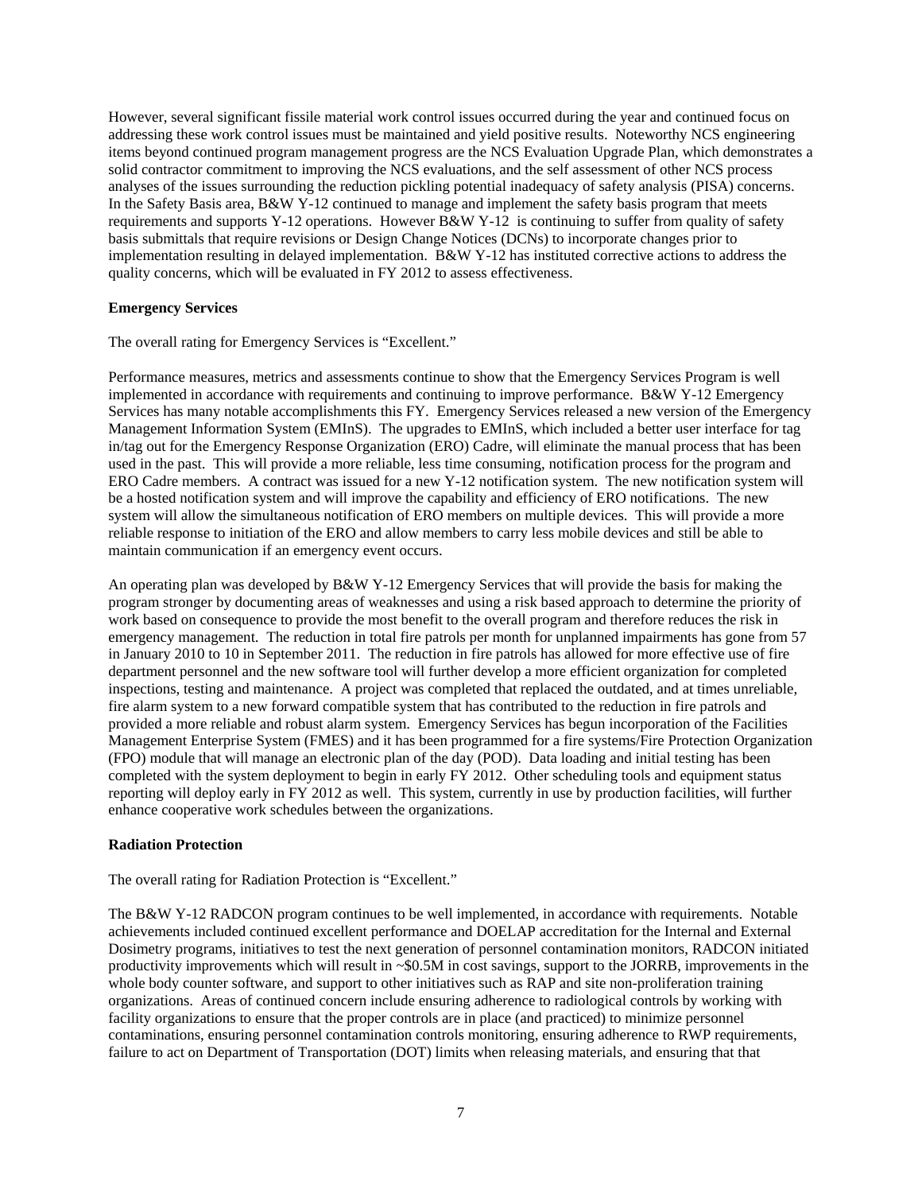However, several significant fissile material work control issues occurred during the year and continued focus on addressing these work control issues must be maintained and yield positive results. Noteworthy NCS engineering items beyond continued program management progress are the NCS Evaluation Upgrade Plan, which demonstrates a solid contractor commitment to improving the NCS evaluations, and the self assessment of other NCS process analyses of the issues surrounding the reduction pickling potential inadequacy of safety analysis (PISA) concerns. In the Safety Basis area, B&W Y-12 continued to manage and implement the safety basis program that meets requirements and supports Y-12 operations. However B&W Y-12 is continuing to suffer from quality of safety basis submittals that require revisions or Design Change Notices (DCNs) to incorporate changes prior to implementation resulting in delayed implementation. B&W Y-12 has instituted corrective actions to address the quality concerns, which will be evaluated in FY 2012 to assess effectiveness.

**Emergency Services**

The overall rating for Emergency Services is "Excellent."

Performance measures, metrics and assessments continue to show that the Emergency Services Program is well implemented in accordance with requirements and continuing to improve performance. B&W Y-12 Emergency Services has many notable accomplishments this FY. Emergency Services released a new version of the Emergency Management Information System (EMInS). The upgrades to EMInS, which included a better user interface for tag in/tag out for the Emergency Response Organization (ERO) Cadre, will eliminate the manual process that has been used in the past. This will provide a more reliable, less time consuming, notification process for the program and ERO Cadre members. A contract was issued for a new Y-12 notification system. The new notification system will be a hosted notification system and will improve the capability and efficiency of ERO notifications. The new system will allow the simultaneous notification of ERO members on multiple devices. This will provide a more reliable response to initiation of the ERO and allow members to carry less mobile devices and still be able to maintain communication if an emergency event occurs.

An operating plan was developed by B&W Y-12 Emergency Services that will provide the basis for making the program stronger by documenting areas of weaknesses and using a risk based approach to determine the priority of work based on consequence to provide the most benefit to the overall program and therefore reduces the risk in emergency management. The reduction in total fire patrols per month for unplanned impairments has gone from 57 in January 2010 to 10 in September 2011. The reduction in fire patrols has allowed for more effective use of fire department personnel and the new software tool will further develop a more efficient organization for completed inspections, testing and maintenance. A project was completed that replaced the outdated, and at times unreliable, fire alarm system to a new forward compatible system that has contributed to the reduction in fire patrols and provided a more reliable and robust alarm system. Emergency Services has begun incorporation of the Facilities Management Enterprise System (FMES) and it has been programmed for a fire systems/Fire Protection Organization (FPO) module that will manage an electronic plan of the day (POD). Data loading and initial testing has been completed with the system deployment to begin in early FY 2012. Other scheduling tools and equipment status reporting will deploy early in FY 2012 as well. This system, currently in use by production facilities, will further enhance cooperative work schedules between the organizations.

**Radiation Protection**

The overall rating for Radiation Protection is "Excellent."

The B&W Y-12 RADCON program continues to be well implemented, in accordance with requirements. Notable achievements included continued excellent performance and DOELAP accreditation for the Internal and External Dosimetry programs, initiatives to test the next generation of personnel contamination monitors, RADCON initiated productivity improvements which will result in ~$0.5M in cost savings, support to the JORRB, improvements in the whole body counter software, and support to other initiatives such as RAP and site non-proliferation training organizations. Areas of continued concern include ensuring adherence to radiological controls by working with facility organizations to ensure that the proper controls are in place (and practiced) to minimize personnel contaminations, ensuring personnel contamination controls monitoring, ensuring adherence to RWP requirements, failure to act on Department of Transportation (DOT) limits when releasing materials, and ensuring that that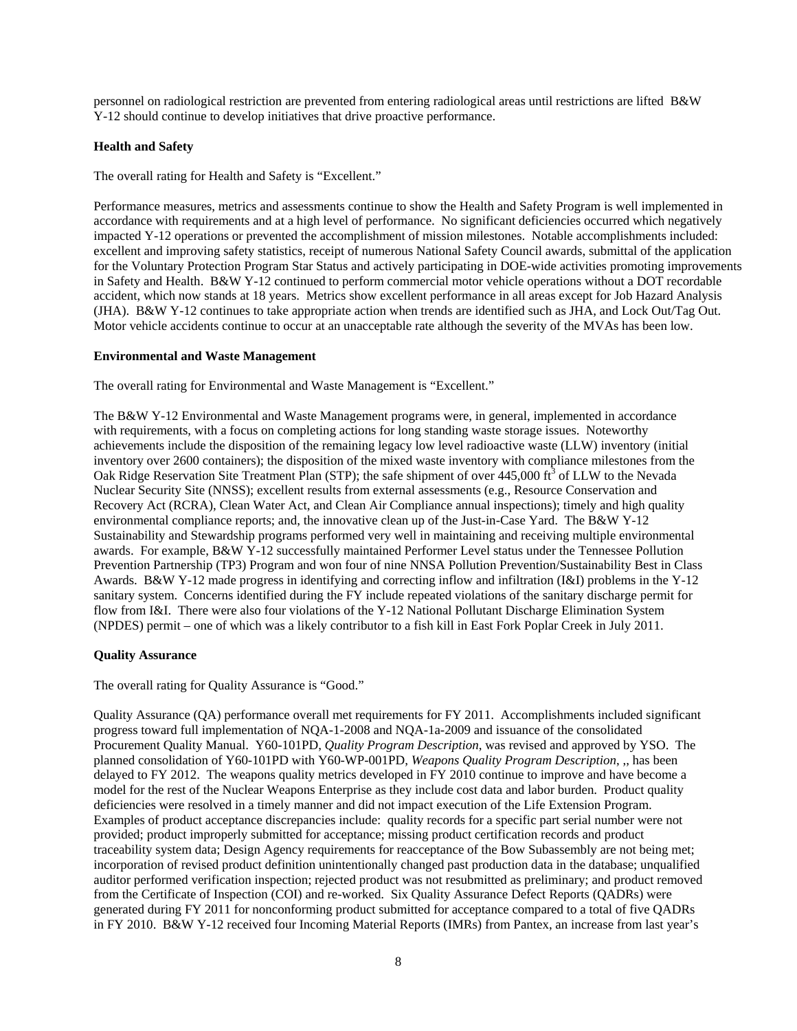personnel on radiological restriction are prevented from entering radiological areas until restrictions are lifted B&W Y-12 should continue to develop initiatives that drive proactive performance.

**Health and Safety**

The overall rating for Health and Safety is "Excellent."

Performance measures, metrics and assessments continue to show the Health and Safety Program is well implemented in accordance with requirements and at a high level of performance. No significant deficiencies occurred which negatively impacted Y-12 operations or prevented the accomplishment of mission milestones. Notable accomplishments included: excellent and improving safety statistics, receipt of numerous National Safety Council awards, submittal of the application for the Voluntary Protection Program Star Status and actively participating in DOE-wide activities promoting improvements in Safety and Health. B&W Y-12 continued to perform commercial motor vehicle operations without a DOT recordable accident, which now stands at 18 years. Metrics show excellent performance in all areas except for Job Hazard Analysis (JHA). B&W Y-12 continues to take appropriate action when trends are identified such as JHA, and Lock Out/Tag Out. Motor vehicle accidents continue to occur at an unacceptable rate although the severity of the MVAs has been low.

**Environmental and Waste Management**

The overall rating for Environmental and Waste Management is "Excellent."

The B&W Y-12 Environmental and Waste Management programs were, in general, implemented in accordance with requirements, with a focus on completing actions for long standing waste storage issues. Noteworthy achievements include the disposition of the remaining legacy low level radioactive waste (LLW) inventory (initial inventory over 2600 containers); the disposition of the mixed waste inventory with compliance milestones from the Oak Ridge Reservation Site Treatment Plan (STP); the safe shipment of over 445,000 $ft^3$ of LLW to the Nevada Nuclear Security Site (NNSS); excellent results from external assessments (e.g., Resource Conservation and Recovery Act (RCRA), Clean Water Act, and Clean Air Compliance annual inspections); timely and high quality environmental compliance reports; and, the innovative clean up of the Just-in-Case Yard. The B&W Y-12 Sustainability and Stewardship programs performed very well in maintaining and receiving multiple environmental awards. For example, B&W Y-12 successfully maintained Performer Level status under the Tennessee Pollution Prevention Partnership (TP3) Program and won four of nine NNSA Pollution Prevention/Sustainability Best in Class Awards. B&W Y-12 made progress in identifying and correcting inflow and infiltration (I&I) problems in the Y-12 sanitary system. Concerns identified during the FY include repeated violations of the sanitary discharge permit for flow from I&I. There were also four violations of the Y-12 National Pollutant Discharge Elimination System (NPDES) permit – one of which was a likely contributor to a fish kill in East Fork Poplar Creek in July 2011.

**Quality Assurance**

The overall rating for Quality Assurance is "Good."

Quality Assurance (QA) performance overall met requirements for FY 2011. Accomplishments included significant progress toward full implementation of NQA-1-2008 and NQA-1a-2009 and issuance of the consolidated Procurement Quality Manual. Y60-101PD, *Quality Program Description*, was revised and approved by YSO. The planned consolidation of Y60-101PD with Y60-WP-001PD, *Weapons Quality Program Description*, ,, has been delayed to FY 2012. The weapons quality metrics developed in FY 2010 continue to improve and have become a model for the rest of the Nuclear Weapons Enterprise as they include cost data and labor burden. Product quality deficiencies were resolved in a timely manner and did not impact execution of the Life Extension Program. Examples of product acceptance discrepancies include: quality records for a specific part serial number were not provided; product improperly submitted for acceptance; missing product certification records and product traceability system data; Design Agency requirements for reacceptance of the Bow Subassembly are not being met; incorporation of revised product definition unintentionally changed past production data in the database; unqualified auditor performed verification inspection; rejected product was not resubmitted as preliminary; and product removed from the Certificate of Inspection (COI) and re-worked. Six Quality Assurance Defect Reports (QADRs) were generated during FY 2011 for nonconforming product submitted for acceptance compared to a total of five QADRs in FY 2010. B&W Y-12 received four Incoming Material Reports (IMRs) from Pantex, an increase from last year's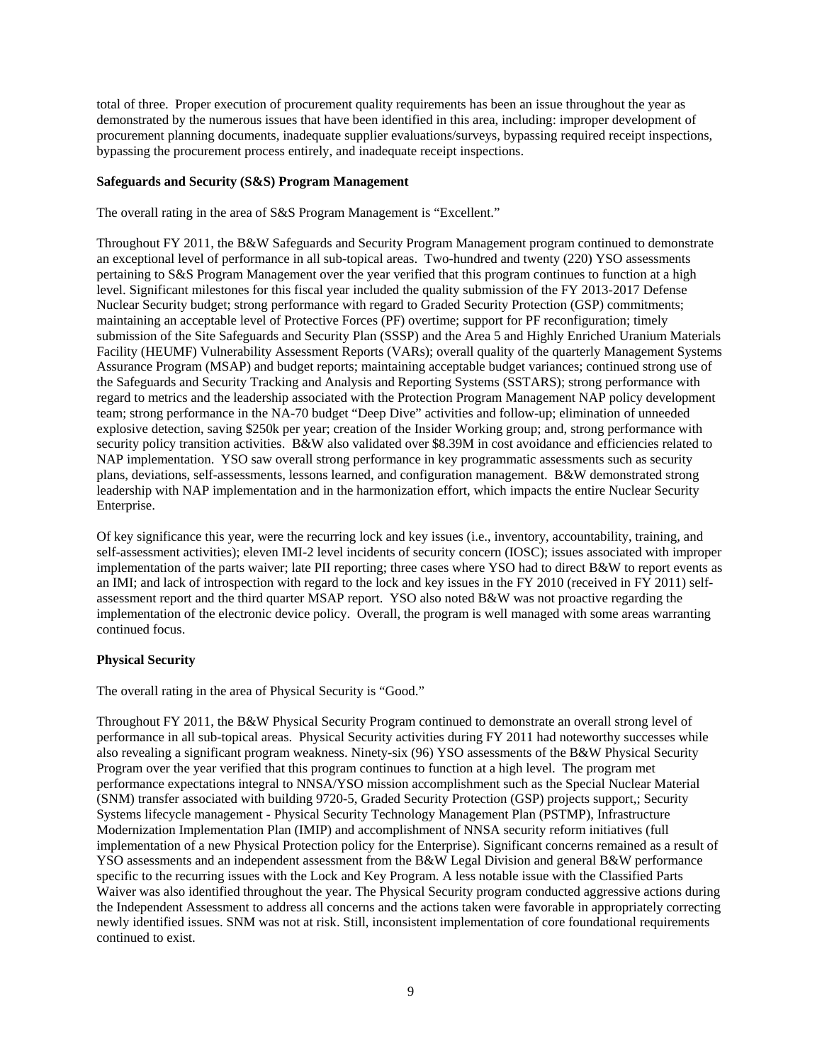total of three. Proper execution of procurement quality requirements has been an issue throughout the year as demonstrated by the numerous issues that have been identified in this area, including: improper development of procurement planning documents, inadequate supplier evaluations/surveys, bypassing required receipt inspections, bypassing the procurement process entirely, and inadequate receipt inspections.

**Safeguards and Security (S&S) Program Management**

The overall rating in the area of S&S Program Management is "Excellent."

Throughout FY 2011, the B&W Safeguards and Security Program Management program continued to demonstrate an exceptional level of performance in all sub-topical areas. Two-hundred and twenty (220) YSO assessments pertaining to S&S Program Management over the year verified that this program continues to function at a high level. Significant milestones for this fiscal year included the quality submission of the FY 2013-2017 Defense Nuclear Security budget; strong performance with regard to Graded Security Protection (GSP) commitments; maintaining an acceptable level of Protective Forces (PF) overtime; support for PF reconfiguration; timely submission of the Site Safeguards and Security Plan (SSSP) and the Area 5 and Highly Enriched Uranium Materials Facility (HEUMF) Vulnerability Assessment Reports (VARs); overall quality of the quarterly Management Systems Assurance Program (MSAP) and budget reports; maintaining acceptable budget variances; continued strong use of the Safeguards and Security Tracking and Analysis and Reporting Systems (SSTARS); strong performance with regard to metrics and the leadership associated with the Protection Program Management NAP policy development team; strong performance in the NA-70 budget "Deep Dive" activities and follow-up; elimination of unneeded explosive detection, saving $250k per year; creation of the Insider Working group; and, strong performance with security policy transition activities. B&W also validated over $8.39M in cost avoidance and efficiencies related to NAP implementation. YSO saw overall strong performance in key programmatic assessments such as security plans, deviations, self-assessments, lessons learned, and configuration management. B&W demonstrated strong leadership with NAP implementation and in the harmonization effort, which impacts the entire Nuclear Security Enterprise.

Of key significance this year, were the recurring lock and key issues (i.e., inventory, accountability, training, and self-assessment activities); eleven IMI-2 level incidents of security concern (IOSC); issues associated with improper implementation of the parts waiver; late PII reporting; three cases where YSO had to direct B&W to report events as an IMI; and lack of introspection with regard to the lock and key issues in the FY 2010 (received in FY 2011) self-assessment report and the third quarter MSAP report. YSO also noted B&W was not proactive regarding the implementation of the electronic device policy. Overall, the program is well managed with some areas warranting continued focus.

**Physical Security**

The overall rating in the area of Physical Security is "Good."

Throughout FY 2011, the B&W Physical Security Program continued to demonstrate an overall strong level of performance in all sub-topical areas. Physical Security activities during FY 2011 had noteworthy successes while also revealing a significant program weakness. Ninety-six (96) YSO assessments of the B&W Physical Security Program over the year verified that this program continues to function at a high level. The program met performance expectations integral to NNSA/YSO mission accomplishment such as the Special Nuclear Material (SNM) transfer associated with building 9720-5, Graded Security Protection (GSP) projects support,; Security Systems lifecycle management - Physical Security Technology Management Plan (PSTMP), Infrastructure Modernization Implementation Plan (IMIP) and accomplishment of NNSA security reform initiatives (full implementation of a new Physical Protection policy for the Enterprise). Significant concerns remained as a result of YSO assessments and an independent assessment from the B&W Legal Division and general B&W performance specific to the recurring issues with the Lock and Key Program. A less notable issue with the Classified Parts Waiver was also identified throughout the year. The Physical Security program conducted aggressive actions during the Independent Assessment to address all concerns and the actions taken were favorable in appropriately correcting newly identified issues. SNM was not at risk. Still, inconsistent implementation of core foundational requirements continued to exist.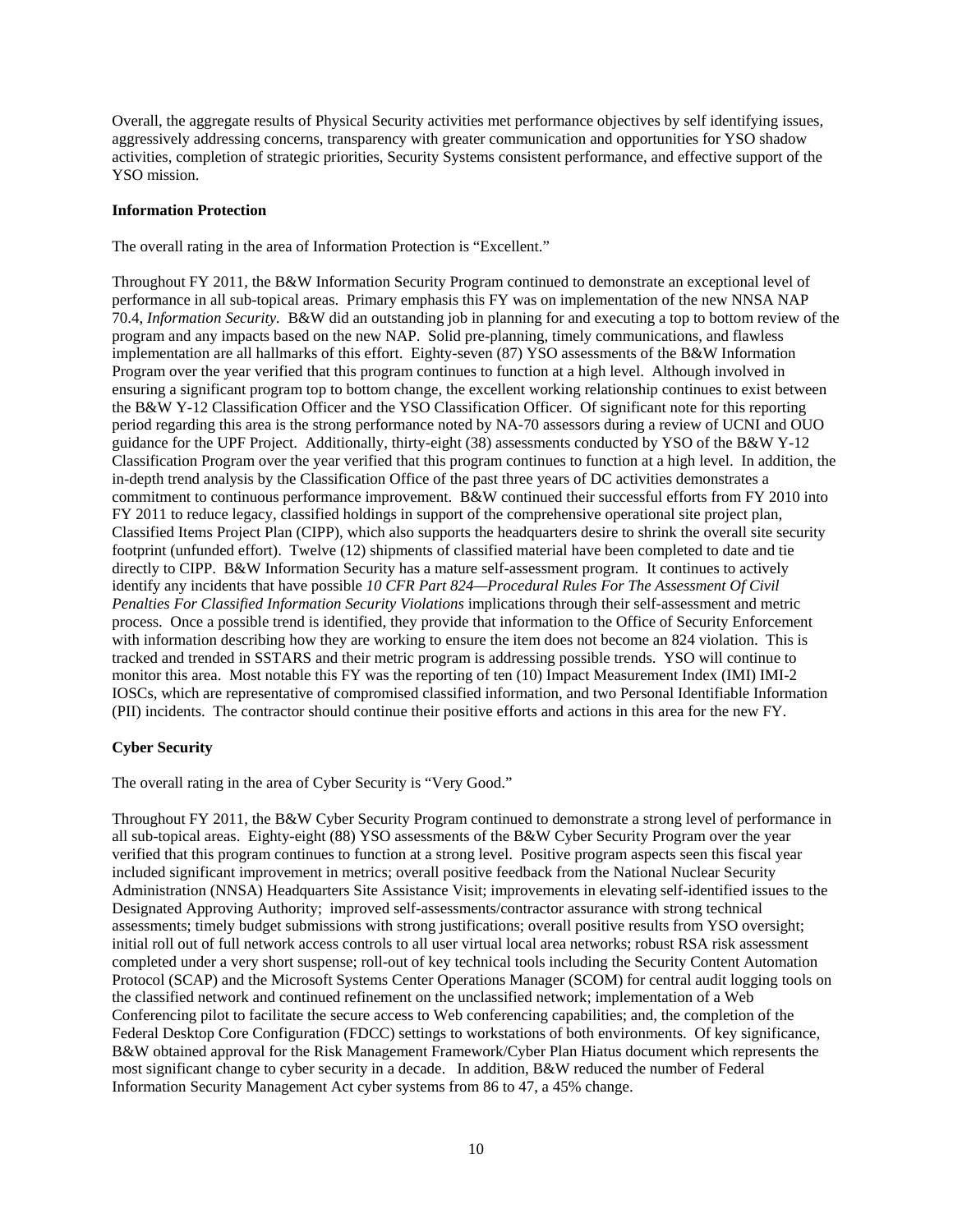Overall, the aggregate results of Physical Security activities met performance objectives by self identifying issues, aggressively addressing concerns, transparency with greater communication and opportunities for YSO shadow activities, completion of strategic priorities, Security Systems consistent performance, and effective support of the YSO mission.

**Information Protection**

The overall rating in the area of Information Protection is "Excellent."

Throughout FY 2011, the B&W Information Security Program continued to demonstrate an exceptional level of performance in all sub-topical areas. Primary emphasis this FY was on implementation of the new NNSA NAP 70.4, *Information Security*. B&W did an outstanding job in planning for and executing a top to bottom review of the program and any impacts based on the new NAP. Solid pre-planning, timely communications, and flawless implementation are all hallmarks of this effort. Eighty-seven (87) YSO assessments of the B&W Information Program over the year verified that this program continues to function at a high level. Although involved in ensuring a significant program top to bottom change, the excellent working relationship continues to exist between the B&W Y-12 Classification Officer and the YSO Classification Officer. Of significant note for this reporting period regarding this area is the strong performance noted by NA-70 assessors during a review of UCNI and OUO guidance for the UPF Project. Additionally, thirty-eight (38) assessments conducted by YSO of the B&W Y-12 Classification Program over the year verified that this program continues to function at a high level. In addition, the in-depth trend analysis by the Classification Office of the past three years of DC activities demonstrates a commitment to continuous performance improvement. B&W continued their successful efforts from FY 2010 into FY 2011 to reduce legacy, classified holdings in support of the comprehensive operational site project plan, Classified Items Project Plan (CIPP), which also supports the headquarters desire to shrink the overall site security footprint (unfunded effort). Twelve (12) shipments of classified material have been completed to date and tie directly to CIPP. B&W Information Security has a mature self-assessment program. It continues to actively identify any incidents that have possible *10 CFR Part 824—Procedural Rules For The Assessment Of Civil Penalties For Classified Information Security Violations* implications through their self-assessment and metric process. Once a possible trend is identified, they provide that information to the Office of Security Enforcement with information describing how they are working to ensure the item does not become an 824 violation. This is tracked and trended in SSTARS and their metric program is addressing possible trends. YSO will continue to monitor this area. Most notable this FY was the reporting of ten (10) Impact Measurement Index (IMI) IMI-2 IOSCs, which are representative of compromised classified information, and two Personal Identifiable Information (PII) incidents. The contractor should continue their positive efforts and actions in this area for the new FY.

**Cyber Security**

The overall rating in the area of Cyber Security is "Very Good."

Throughout FY 2011, the B&W Cyber Security Program continued to demonstrate a strong level of performance in all sub-topical areas. Eighty-eight (88) YSO assessments of the B&W Cyber Security Program over the year verified that this program continues to function at a strong level. Positive program aspects seen this fiscal year included significant improvement in metrics; overall positive feedback from the National Nuclear Security Administration (NNSA) Headquarters Site Assistance Visit; improvements in elevating self-identified issues to the Designated Approving Authority; improved self-assessments/contractor assurance with strong technical assessments; timely budget submissions with strong justifications; overall positive results from YSO oversight; initial roll out of full network access controls to all user virtual local area networks; robust RSA risk assessment completed under a very short suspense; roll-out of key technical tools including the Security Content Automation Protocol (SCAP) and the Microsoft Systems Center Operations Manager (SCOM) for central audit logging tools on the classified network and continued refinement on the unclassified network; implementation of a Web Conferencing pilot to facilitate the secure access to Web conferencing capabilities; and, the completion of the Federal Desktop Core Configuration (FDCC) settings to workstations of both environments. Of key significance, B&W obtained approval for the Risk Management Framework/Cyber Plan Hiatus document which represents the most significant change to cyber security in a decade. In addition, B&W reduced the number of Federal Information Security Management Act cyber systems from 86 to 47, a 45% change.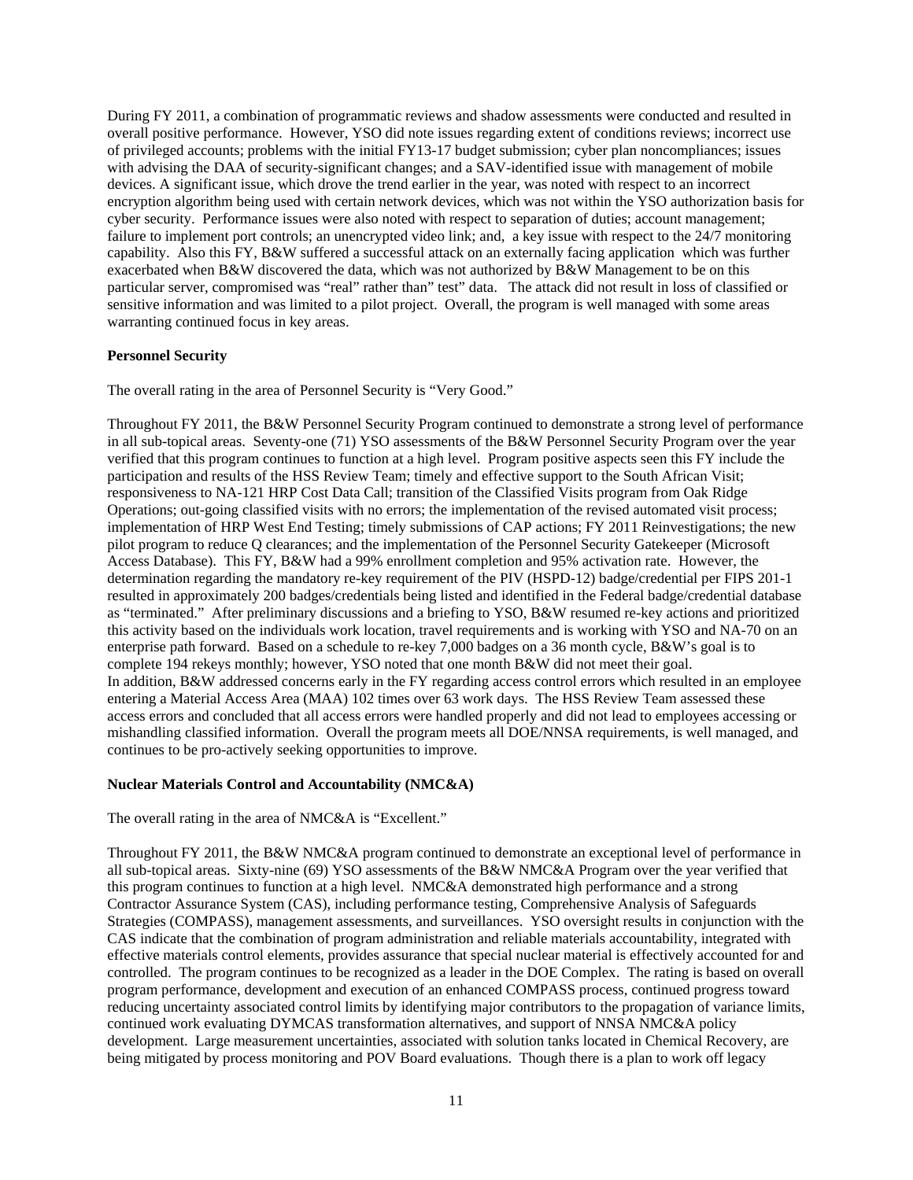During FY 2011, a combination of programmatic reviews and shadow assessments were conducted and resulted in overall positive performance. However, YSO did note issues regarding extent of conditions reviews; incorrect use of privileged accounts; problems with the initial FY13-17 budget submission; cyber plan noncompliances; issues with advising the DAA of security-significant changes; and a SAV-identified issue with management of mobile devices. A significant issue, which drove the trend earlier in the year, was noted with respect to an incorrect encryption algorithm being used with certain network devices, which was not within the YSO authorization basis for cyber security. Performance issues were also noted with respect to separation of duties; account management; failure to implement port controls; an unencrypted video link; and, a key issue with respect to the 24/7 monitoring capability. Also this FY, B&W suffered a successful attack on an externally facing application which was further exacerbated when B&W discovered the data, which was not authorized by B&W Management to be on this particular server, compromised was "real" rather than" test" data. The attack did not result in loss of classified or sensitive information and was limited to a pilot project. Overall, the program is well managed with some areas warranting continued focus in key areas.

**Personnel Security**

The overall rating in the area of Personnel Security is "Very Good."

Throughout FY 2011, the B&W Personnel Security Program continued to demonstrate a strong level of performance in all sub-topical areas. Seventy-one (71) YSO assessments of the B&W Personnel Security Program over the year verified that this program continues to function at a high level. Program positive aspects seen this FY include the participation and results of the HSS Review Team; timely and effective support to the South African Visit; responsiveness to NA-121 HRP Cost Data Call; transition of the Classified Visits program from Oak Ridge Operations; out-going classified visits with no errors; the implementation of the revised automated visit process; implementation of HRP West End Testing; timely submissions of CAP actions; FY 2011 Reinvestigations; the new pilot program to reduce Q clearances; and the implementation of the Personnel Security Gatekeeper (Microsoft Access Database). This FY, B&W had a 99% enrollment completion and 95% activation rate. However, the determination regarding the mandatory re-key requirement of the PIV (HSPD-12) badge/credential per FIPS 201-1 resulted in approximately 200 badges/credentials being listed and identified in the Federal badge/credential database as "terminated." After preliminary discussions and a briefing to YSO, B&W resumed re-key actions and prioritized this activity based on the individuals work location, travel requirements and is working with YSO and NA-70 on an enterprise path forward. Based on a schedule to re-key 7,000 badges on a 36 month cycle, B&W's goal is to complete 194 rekeys monthly; however, YSO noted that one month B&W did not meet their goal.
In addition, B&W addressed concerns early in the FY regarding access control errors which resulted in an employee entering a Material Access Area (MAA) 102 times over 63 work days. The HSS Review Team assessed these access errors and concluded that all access errors were handled properly and did not lead to employees accessing or mishandling classified information. Overall the program meets all DOE/NNSA requirements, is well managed, and continues to be pro-actively seeking opportunities to improve.

**Nuclear Materials Control and Accountability (NMC&A)**

The overall rating in the area of NMC&A is "Excellent."

Throughout FY 2011, the B&W NMC&A program continued to demonstrate an exceptional level of performance in all sub-topical areas. Sixty-nine (69) YSO assessments of the B&W NMC&A Program over the year verified that this program continues to function at a high level. NMC&A demonstrated high performance and a strong Contractor Assurance System (CAS), including performance testing, Comprehensive Analysis of Safeguards Strategies (COMPASS), management assessments, and surveillances. YSO oversight results in conjunction with the CAS indicate that the combination of program administration and reliable materials accountability, integrated with effective materials control elements, provides assurance that special nuclear material is effectively accounted for and controlled. The program continues to be recognized as a leader in the DOE Complex. The rating is based on overall program performance, development and execution of an enhanced COMPASS process, continued progress toward reducing uncertainty associated control limits by identifying major contributors to the propagation of variance limits, continued work evaluating DYMCAS transformation alternatives, and support of NNSA NMC&A policy development. Large measurement uncertainties, associated with solution tanks located in Chemical Recovery, are being mitigated by process monitoring and POV Board evaluations. Though there is a plan to work off legacy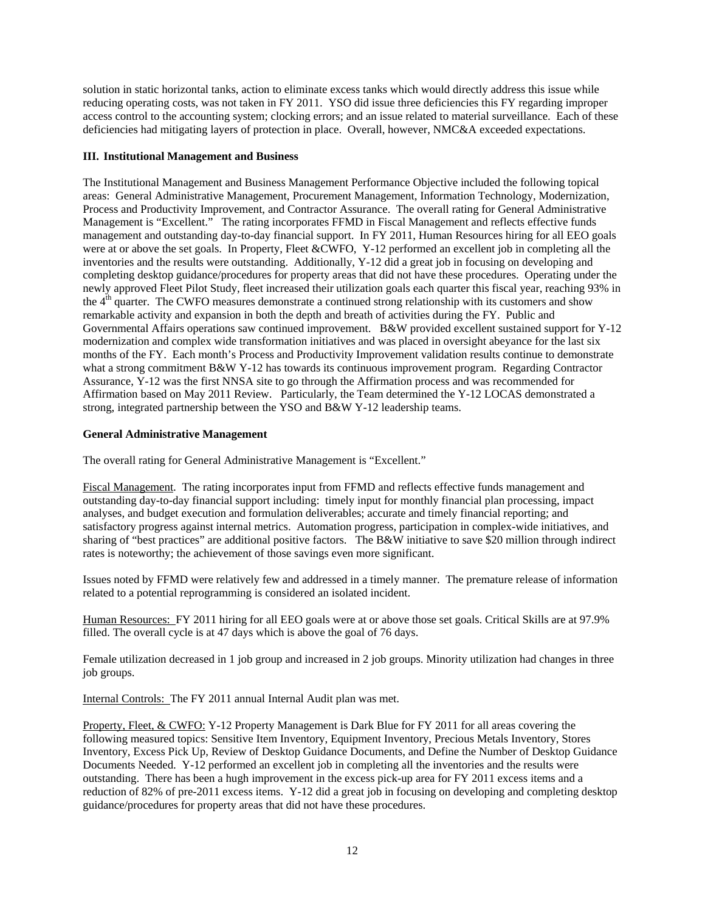solution in static horizontal tanks, action to eliminate excess tanks which would directly address this issue while reducing operating costs, was not taken in FY 2011. YSO did issue three deficiencies this FY regarding improper access control to the accounting system; clocking errors; and an issue related to material surveillance. Each of these deficiencies had mitigating layers of protection in place. Overall, however, NMC&A exceeded expectations.

**III. Institutional Management and Business**

The Institutional Management and Business Management Performance Objective included the following topical areas: General Administrative Management, Procurement Management, Information Technology, Modernization, Process and Productivity Improvement, and Contractor Assurance. The overall rating for General Administrative Management is "Excellent." The rating incorporates FFMD in Fiscal Management and reflects effective funds management and outstanding day-to-day financial support. In FY 2011, Human Resources hiring for all EEO goals were at or above the set goals. In Property, Fleet &CWFO, Y-12 performed an excellent job in completing all the inventories and the results were outstanding. Additionally, Y-12 did a great job in focusing on developing and completing desktop guidance/procedures for property areas that did not have these procedures. Operating under the newly approved Fleet Pilot Study, fleet increased their utilization goals each quarter this fiscal year, reaching 93% in the 4th quarter. The CWFO measures demonstrate a continued strong relationship with its customers and show remarkable activity and expansion in both the depth and breath of activities during the FY. Public and Governmental Affairs operations saw continued improvement. B&W provided excellent sustained support for Y-12 modernization and complex wide transformation initiatives and was placed in oversight abeyance for the last six months of the FY. Each month's Process and Productivity Improvement validation results continue to demonstrate what a strong commitment B&W Y-12 has towards its continuous improvement program. Regarding Contractor Assurance, Y-12 was the first NNSA site to go through the Affirmation process and was recommended for Affirmation based on May 2011 Review. Particularly, the Team determined the Y-12 LOCAS demonstrated a strong, integrated partnership between the YSO and B&W Y-12 leadership teams.

**General Administrative Management**

The overall rating for General Administrative Management is "Excellent."

Fiscal Management. The rating incorporates input from FFMD and reflects effective funds management and outstanding day-to-day financial support including: timely input for monthly financial plan processing, impact analyses, and budget execution and formulation deliverables; accurate and timely financial reporting; and satisfactory progress against internal metrics. Automation progress, participation in complex-wide initiatives, and sharing of "best practices" are additional positive factors. The B&W initiative to save $20 million through indirect rates is noteworthy; the achievement of those savings even more significant.

Issues noted by FFMD were relatively few and addressed in a timely manner. The premature release of information related to a potential reprogramming is considered an isolated incident.

Human Resources: FY 2011 hiring for all EEO goals were at or above those set goals. Critical Skills are at 97.9% filled. The overall cycle is at 47 days which is above the goal of 76 days.

Female utilization decreased in 1 job group and increased in 2 job groups. Minority utilization had changes in three job groups.

Internal Controls: The FY 2011 annual Internal Audit plan was met.

Property, Fleet, & CWFO: Y-12 Property Management is Dark Blue for FY 2011 for all areas covering the following measured topics: Sensitive Item Inventory, Equipment Inventory, Precious Metals Inventory, Stores Inventory, Excess Pick Up, Review of Desktop Guidance Documents, and Define the Number of Desktop Guidance Documents Needed. Y-12 performed an excellent job in completing all the inventories and the results were outstanding. There has been a hugh improvement in the excess pick-up area for FY 2011 excess items and a reduction of 82% of pre-2011 excess items. Y-12 did a great job in focusing on developing and completing desktop guidance/procedures for property areas that did not have these procedures.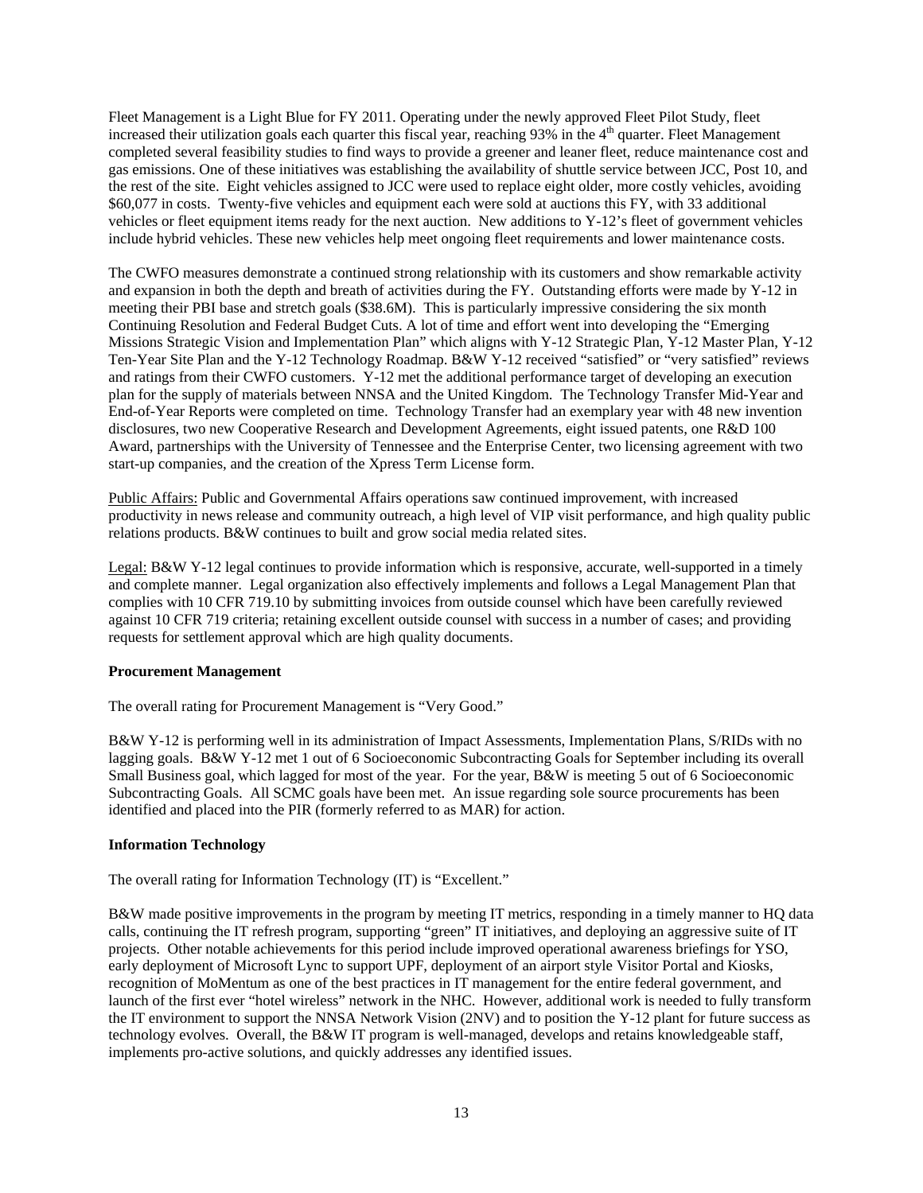Fleet Management is a Light Blue for FY 2011. Operating under the newly approved Fleet Pilot Study, fleet increased their utilization goals each quarter this fiscal year, reaching 93% in the 4th quarter. Fleet Management completed several feasibility studies to find ways to provide a greener and leaner fleet, reduce maintenance cost and gas emissions. One of these initiatives was establishing the availability of shuttle service between JCC, Post 10, and the rest of the site. Eight vehicles assigned to JCC were used to replace eight older, more costly vehicles, avoiding $60,077 in costs. Twenty-five vehicles and equipment each were sold at auctions this FY, with 33 additional vehicles or fleet equipment items ready for the next auction. New additions to Y-12's fleet of government vehicles include hybrid vehicles. These new vehicles help meet ongoing fleet requirements and lower maintenance costs.

The CWFO measures demonstrate a continued strong relationship with its customers and show remarkable activity and expansion in both the depth and breath of activities during the FY. Outstanding efforts were made by Y-12 in meeting their PBI base and stretch goals ($38.6M). This is particularly impressive considering the six month Continuing Resolution and Federal Budget Cuts. A lot of time and effort went into developing the "Emerging Missions Strategic Vision and Implementation Plan" which aligns with Y-12 Strategic Plan, Y-12 Master Plan, Y-12 Ten-Year Site Plan and the Y-12 Technology Roadmap. B&W Y-12 received "satisfied" or "very satisfied" reviews and ratings from their CWFO customers. Y-12 met the additional performance target of developing an execution plan for the supply of materials between NNSA and the United Kingdom. The Technology Transfer Mid-Year and End-of-Year Reports were completed on time. Technology Transfer had an exemplary year with 48 new invention disclosures, two new Cooperative Research and Development Agreements, eight issued patents, one R&D 100 Award, partnerships with the University of Tennessee and the Enterprise Center, two licensing agreement with two start-up companies, and the creation of the Xpress Term License form.

Public Affairs: Public and Governmental Affairs operations saw continued improvement, with increased productivity in news release and community outreach, a high level of VIP visit performance, and high quality public relations products. B&W continues to built and grow social media related sites.

Legal: B&W Y-12 legal continues to provide information which is responsive, accurate, well-supported in a timely and complete manner. Legal organization also effectively implements and follows a Legal Management Plan that complies with 10 CFR 719.10 by submitting invoices from outside counsel which have been carefully reviewed against 10 CFR 719 criteria; retaining excellent outside counsel with success in a number of cases; and providing requests for settlement approval which are high quality documents.

**Procurement Management**

The overall rating for Procurement Management is "Very Good."

B&W Y-12 is performing well in its administration of Impact Assessments, Implementation Plans, S/RIDs with no lagging goals. B&W Y-12 met 1 out of 6 Socioeconomic Subcontracting Goals for September including its overall Small Business goal, which lagged for most of the year. For the year, B&W is meeting 5 out of 6 Socioeconomic Subcontracting Goals. All SCMC goals have been met. An issue regarding sole source procurements has been identified and placed into the PIR (formerly referred to as MAR) for action.

**Information Technology**

The overall rating for Information Technology (IT) is "Excellent."

B&W made positive improvements in the program by meeting IT metrics, responding in a timely manner to HQ data calls, continuing the IT refresh program, supporting "green" IT initiatives, and deploying an aggressive suite of IT projects. Other notable achievements for this period include improved operational awareness briefings for YSO, early deployment of Microsoft Lync to support UPF, deployment of an airport style Visitor Portal and Kiosks, recognition of MoMentum as one of the best practices in IT management for the entire federal government, and launch of the first ever "hotel wireless" network in the NHC. However, additional work is needed to fully transform the IT environment to support the NNSA Network Vision (2NV) and to position the Y-12 plant for future success as technology evolves. Overall, the B&W IT program is well-managed, develops and retains knowledgeable staff, implements pro-active solutions, and quickly addresses any identified issues.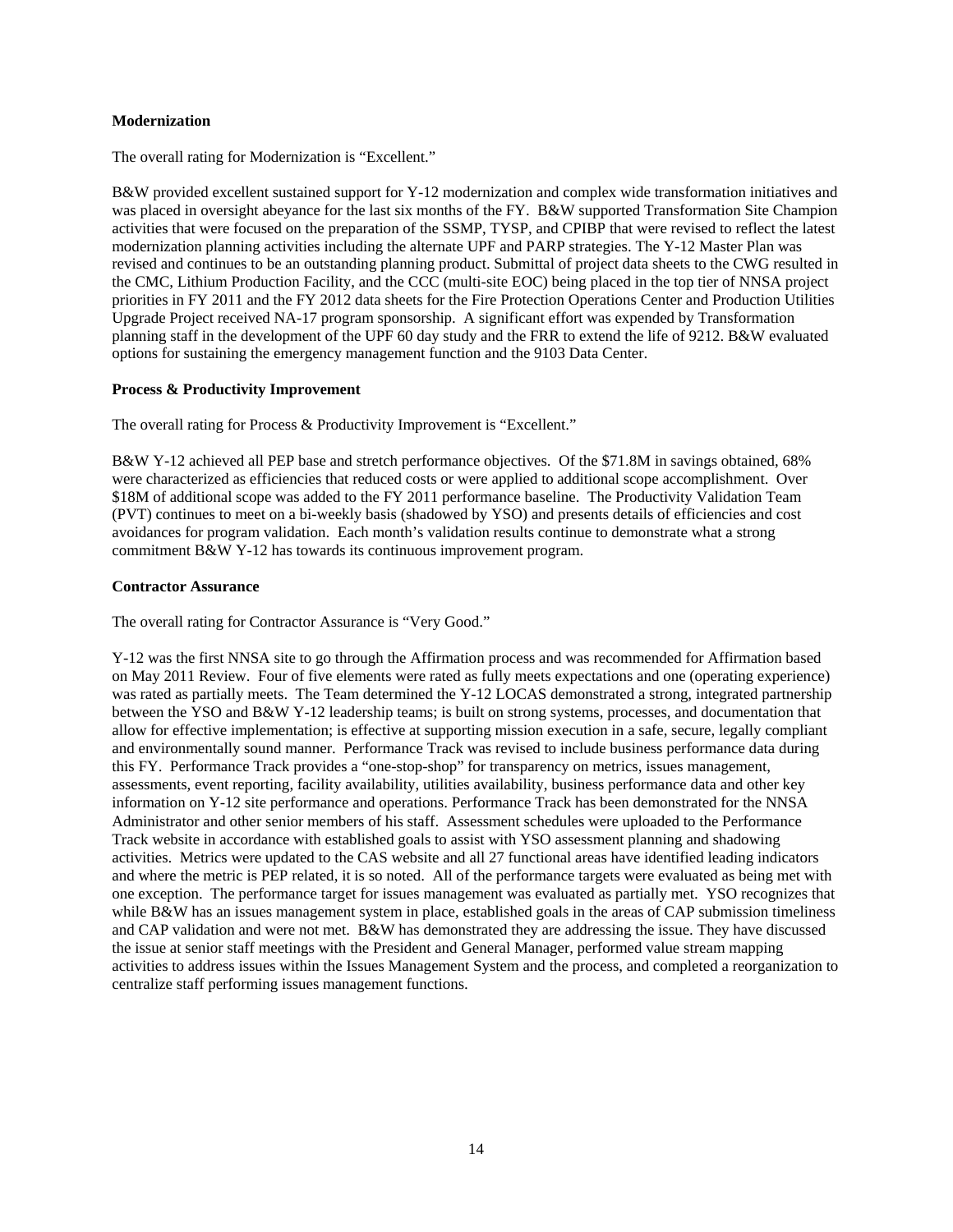**Modernization**

The overall rating for Modernization is "Excellent."

B&W provided excellent sustained support for Y-12 modernization and complex wide transformation initiatives and was placed in oversight abeyance for the last six months of the FY. B&W supported Transformation Site Champion activities that were focused on the preparation of the SSMP, TYSP, and CPIBP that were revised to reflect the latest modernization planning activities including the alternate UPF and PARP strategies. The Y-12 Master Plan was revised and continues to be an outstanding planning product. Submittal of project data sheets to the CWG resulted in the CMC, Lithium Production Facility, and the CCC (multi-site EOC) being placed in the top tier of NNSA project priorities in FY 2011 and the FY 2012 data sheets for the Fire Protection Operations Center and Production Utilities Upgrade Project received NA-17 program sponsorship. A significant effort was expended by Transformation planning staff in the development of the UPF 60 day study and the FRR to extend the life of 9212. B&W evaluated options for sustaining the emergency management function and the 9103 Data Center.

**Process & Productivity Improvement**

The overall rating for Process & Productivity Improvement is "Excellent."

B&W Y-12 achieved all PEP base and stretch performance objectives. Of the $71.8M in savings obtained, 68% were characterized as efficiencies that reduced costs or were applied to additional scope accomplishment. Over $18M of additional scope was added to the FY 2011 performance baseline. The Productivity Validation Team (PVT) continues to meet on a bi-weekly basis (shadowed by YSO) and presents details of efficiencies and cost avoidances for program validation. Each month's validation results continue to demonstrate what a strong commitment B&W Y-12 has towards its continuous improvement program.

**Contractor Assurance**

The overall rating for Contractor Assurance is "Very Good."

Y-12 was the first NNSA site to go through the Affirmation process and was recommended for Affirmation based on May 2011 Review. Four of five elements were rated as fully meets expectations and one (operating experience) was rated as partially meets. The Team determined the Y-12 LOCAS demonstrated a strong, integrated partnership between the YSO and B&W Y-12 leadership teams; is built on strong systems, processes, and documentation that allow for effective implementation; is effective at supporting mission execution in a safe, secure, legally compliant and environmentally sound manner. Performance Track was revised to include business performance data during this FY. Performance Track provides a "one-stop-shop" for transparency on metrics, issues management, assessments, event reporting, facility availability, utilities availability, business performance data and other key information on Y-12 site performance and operations. Performance Track has been demonstrated for the NNSA Administrator and other senior members of his staff. Assessment schedules were uploaded to the Performance Track website in accordance with established goals to assist with YSO assessment planning and shadowing activities. Metrics were updated to the CAS website and all 27 functional areas have identified leading indicators and where the metric is PEP related, it is so noted. All of the performance targets were evaluated as being met with one exception. The performance target for issues management was evaluated as partially met. YSO recognizes that while B&W has an issues management system in place, established goals in the areas of CAP submission timeliness and CAP validation and were not met. B&W has demonstrated they are addressing the issue. They have discussed the issue at senior staff meetings with the President and General Manager, performed value stream mapping activities to address issues within the Issues Management System and the process, and completed a reorganization to centralize staff performing issues management functions.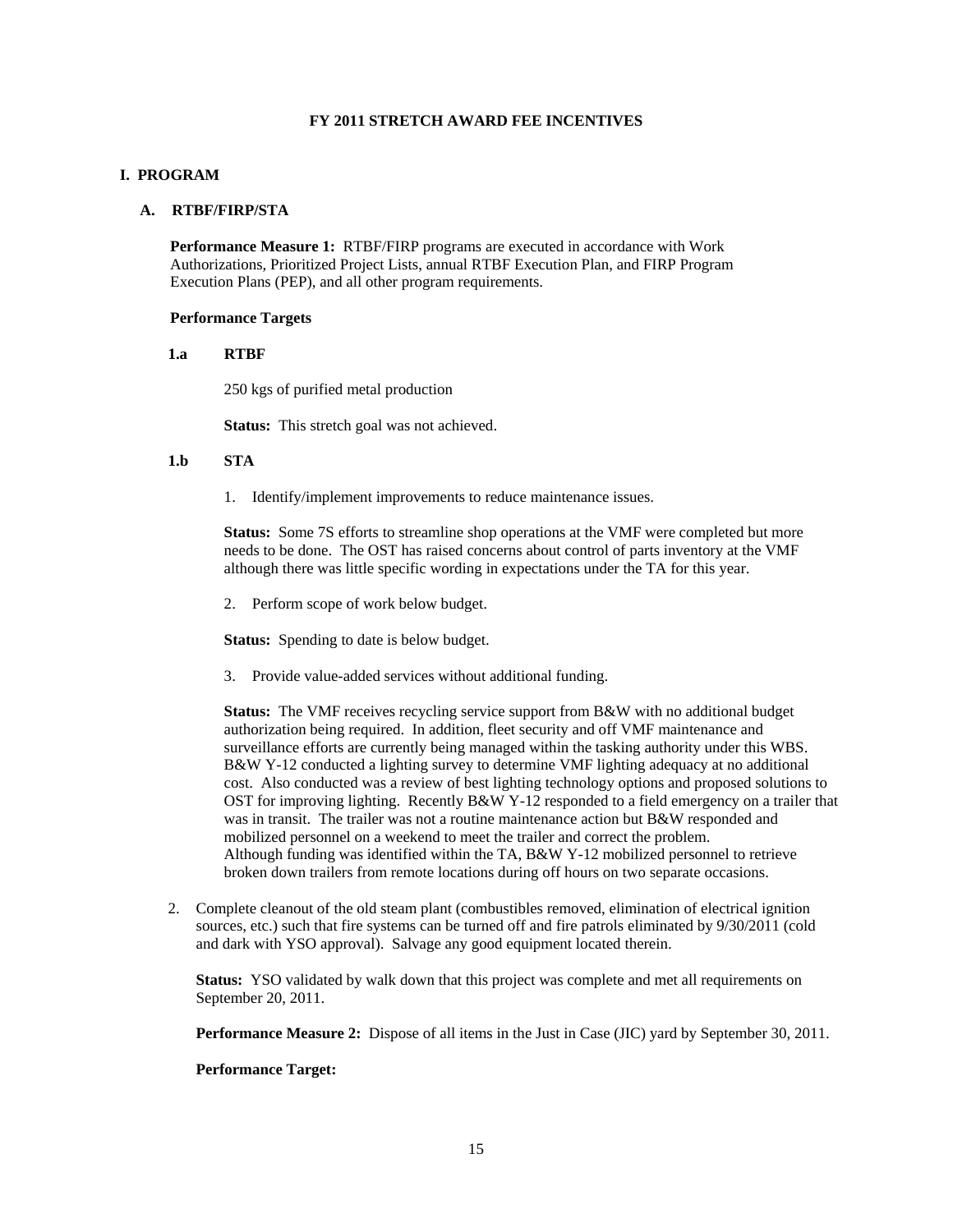## FY 2011 STRETCH AWARD FEE INCENTIVES

### I. PROGRAM

#### A. RTBF/FIRP/STA

**Performance Measure 1:** RTBF/FIRP programs are executed in accordance with Work Authorizations, Prioritized Project Lists, annual RTBF Execution Plan, and FIRP Program Execution Plans (PEP), and all other program requirements.

**Performance Targets**

**1.a RTBF**

250 kgs of purified metal production

**Status:** This stretch goal was not achieved.

**1.b STA**

1. Identify/implement improvements to reduce maintenance issues.

   **Status:** Some 7S efforts to streamline shop operations at the VMF were completed but more needs to be done. The OST has raised concerns about control of parts inventory at the VMF although there was little specific wording in expectations under the TA for this year.

2. Perform scope of work below budget.

   **Status:** Spending to date is below budget.

3. Provide value-added services without additional funding.

   **Status:** The VMF receives recycling service support from B&W with no additional budget authorization being required. In addition, fleet security and off VMF maintenance and surveillance efforts are currently being managed within the tasking authority under this WBS. B&W Y-12 conducted a lighting survey to determine VMF lighting adequacy at no additional cost. Also conducted was a review of best lighting technology options and proposed solutions to OST for improving lighting. Recently B&W Y-12 responded to a field emergency on a trailer that was in transit. The trailer was not a routine maintenance action but B&W responded and mobilized personnel on a weekend to meet the trailer and correct the problem. Although funding was identified within the TA, B&W Y-12 mobilized personnel to retrieve broken down trailers from remote locations during off hours on two separate occasions.

2. Complete cleanout of the old steam plant (combustibles removed, elimination of electrical ignition sources, etc.) such that fire systems can be turned off and fire patrols eliminated by 9/30/2011 (cold and dark with YSO approval). Salvage any good equipment located therein.

   **Status:** YSO validated by walk down that this project was complete and met all requirements on September 20, 2011.

**Performance Measure 2:** Dispose of all items in the Just in Case (JIC) yard by September 30, 2011.

**Performance Target:**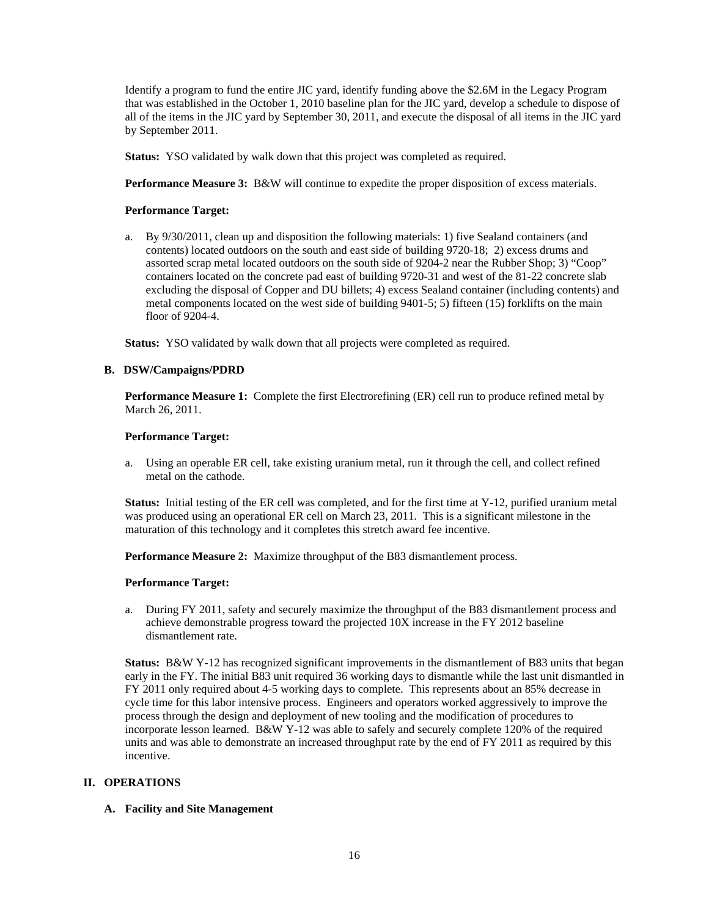Identify a program to fund the entire JIC yard, identify funding above the $2.6M in the Legacy Program that was established in the October 1, 2010 baseline plan for the JIC yard, develop a schedule to dispose of all of the items in the JIC yard by September 30, 2011, and execute the disposal of all items in the JIC yard by September 2011.

**Status:** YSO validated by walk down that this project was completed as required.

**Performance Measure 3:** B&W will continue to expedite the proper disposition of excess materials.

**Performance Target:**

a. By 9/30/2011, clean up and disposition the following materials: 1) five Sealand containers (and contents) located outdoors on the south and east side of building 9720-18; 2) excess drums and assorted scrap metal located outdoors on the south side of 9204-2 near the Rubber Shop; 3) "Coop" containers located on the concrete pad east of building 9720-31 and west of the 81-22 concrete slab excluding the disposal of Copper and DU billets; 4) excess Sealand container (including contents) and metal components located on the west side of building 9401-5; 5) fifteen (15) forklifts on the main floor of 9204-4.

**Status:** YSO validated by walk down that all projects were completed as required.

### B. DSW/Campaigns/PDRD

**Performance Measure 1:** Complete the first Electrorefining (ER) cell run to produce refined metal by March 26, 2011.

**Performance Target:**

a. Using an operable ER cell, take existing uranium metal, run it through the cell, and collect refined metal on the cathode.

**Status:** Initial testing of the ER cell was completed, and for the first time at Y-12, purified uranium metal was produced using an operational ER cell on March 23, 2011. This is a significant milestone in the maturation of this technology and it completes this stretch award fee incentive.

**Performance Measure 2:** Maximize throughput of the B83 dismantlement process.

**Performance Target:**

a. During FY 2011, safety and securely maximize the throughput of the B83 dismantlement process and achieve demonstrable progress toward the projected 10X increase in the FY 2012 baseline dismantlement rate.

**Status:** B&W Y-12 has recognized significant improvements in the dismantlement of B83 units that began early in the FY. The initial B83 unit required 36 working days to dismantle while the last unit dismantled in FY 2011 only required about 4-5 working days to complete. This represents about an 85% decrease in cycle time for this labor intensive process. Engineers and operators worked aggressively to improve the process through the design and deployment of new tooling and the modification of procedures to incorporate lesson learned. B&W Y-12 was able to safely and securely complete 120% of the required units and was able to demonstrate an increased throughput rate by the end of FY 2011 as required by this incentive.

## II. OPERATIONS

### A. Facility and Site Management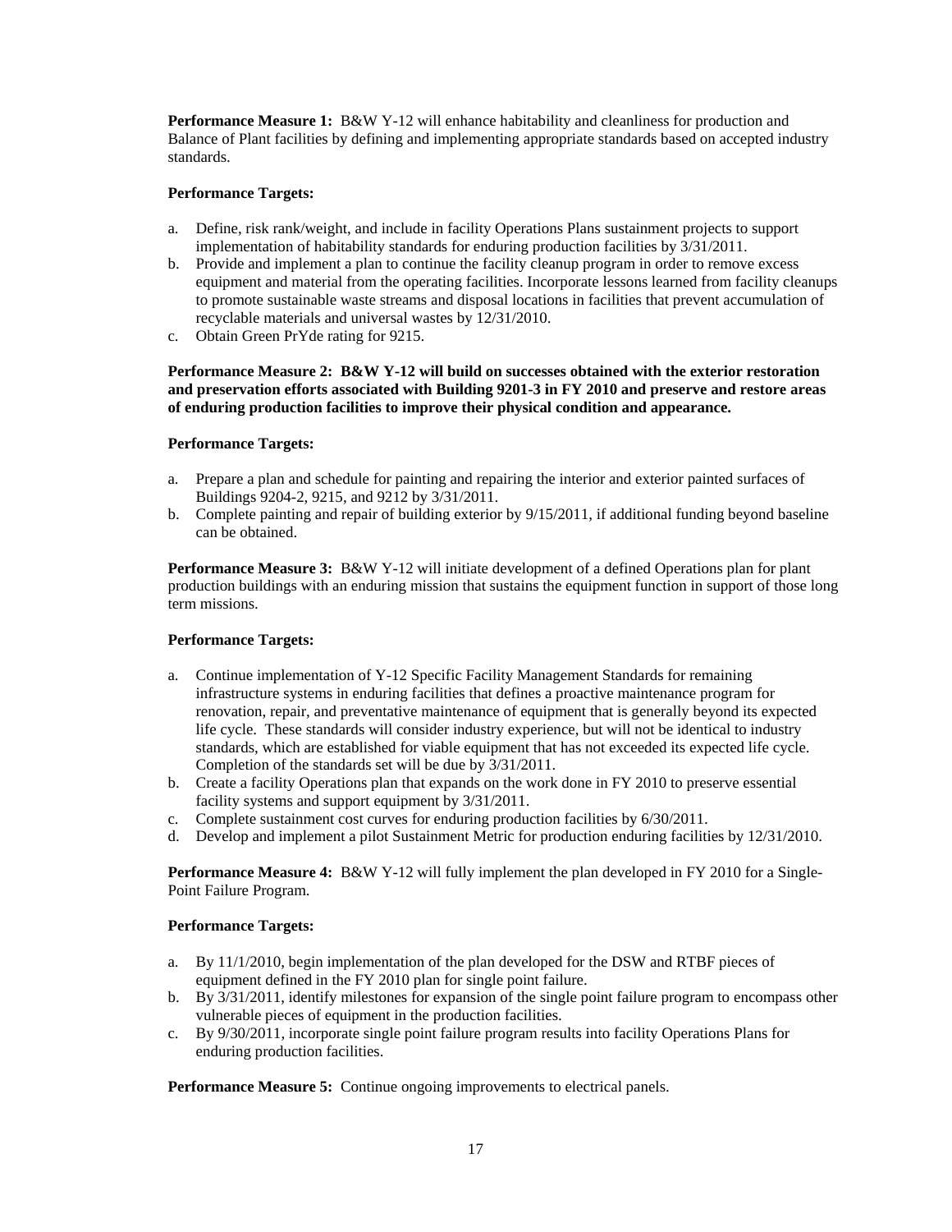**Performance Measure 1:** B&W Y-12 will enhance habitability and cleanliness for production and Balance of Plant facilities by defining and implementing appropriate standards based on accepted industry standards.

**Performance Targets:**

a. Define, risk rank/weight, and include in facility Operations Plans sustainment projects to support implementation of habitability standards for enduring production facilities by 3/31/2011.
b. Provide and implement a plan to continue the facility cleanup program in order to remove excess equipment and material from the operating facilities. Incorporate lessons learned from facility cleanups to promote sustainable waste streams and disposal locations in facilities that prevent accumulation of recyclable materials and universal wastes by 12/31/2010.
c. Obtain Green PrYde rating for 9215.

**Performance Measure 2: B&W Y-12 will build on successes obtained with the exterior restoration and preservation efforts associated with Building 9201-3 in FY 2010 and preserve and restore areas of enduring production facilities to improve their physical condition and appearance.**

**Performance Targets:**

a. Prepare a plan and schedule for painting and repairing the interior and exterior painted surfaces of Buildings 9204-2, 9215, and 9212 by 3/31/2011.
b. Complete painting and repair of building exterior by 9/15/2011, if additional funding beyond baseline can be obtained.

**Performance Measure 3:** B&W Y-12 will initiate development of a defined Operations plan for plant production buildings with an enduring mission that sustains the equipment function in support of those long term missions.

**Performance Targets:**

a. Continue implementation of Y-12 Specific Facility Management Standards for remaining infrastructure systems in enduring facilities that defines a proactive maintenance program for renovation, repair, and preventative maintenance of equipment that is generally beyond its expected life cycle. These standards will consider industry experience, but will not be identical to industry standards, which are established for viable equipment that has not exceeded its expected life cycle. Completion of the standards set will be due by 3/31/2011.
b. Create a facility Operations plan that expands on the work done in FY 2010 to preserve essential facility systems and support equipment by 3/31/2011.
c. Complete sustainment cost curves for enduring production facilities by 6/30/2011.
d. Develop and implement a pilot Sustainment Metric for production enduring facilities by 12/31/2010.

**Performance Measure 4:** B&W Y-12 will fully implement the plan developed in FY 2010 for a Single-Point Failure Program.

**Performance Targets:**

a. By 11/1/2010, begin implementation of the plan developed for the DSW and RTBF pieces of equipment defined in the FY 2010 plan for single point failure.
b. By 3/31/2011, identify milestones for expansion of the single point failure program to encompass other vulnerable pieces of equipment in the production facilities.
c. By 9/30/2011, incorporate single point failure program results into facility Operations Plans for enduring production facilities.

**Performance Measure 5:** Continue ongoing improvements to electrical panels.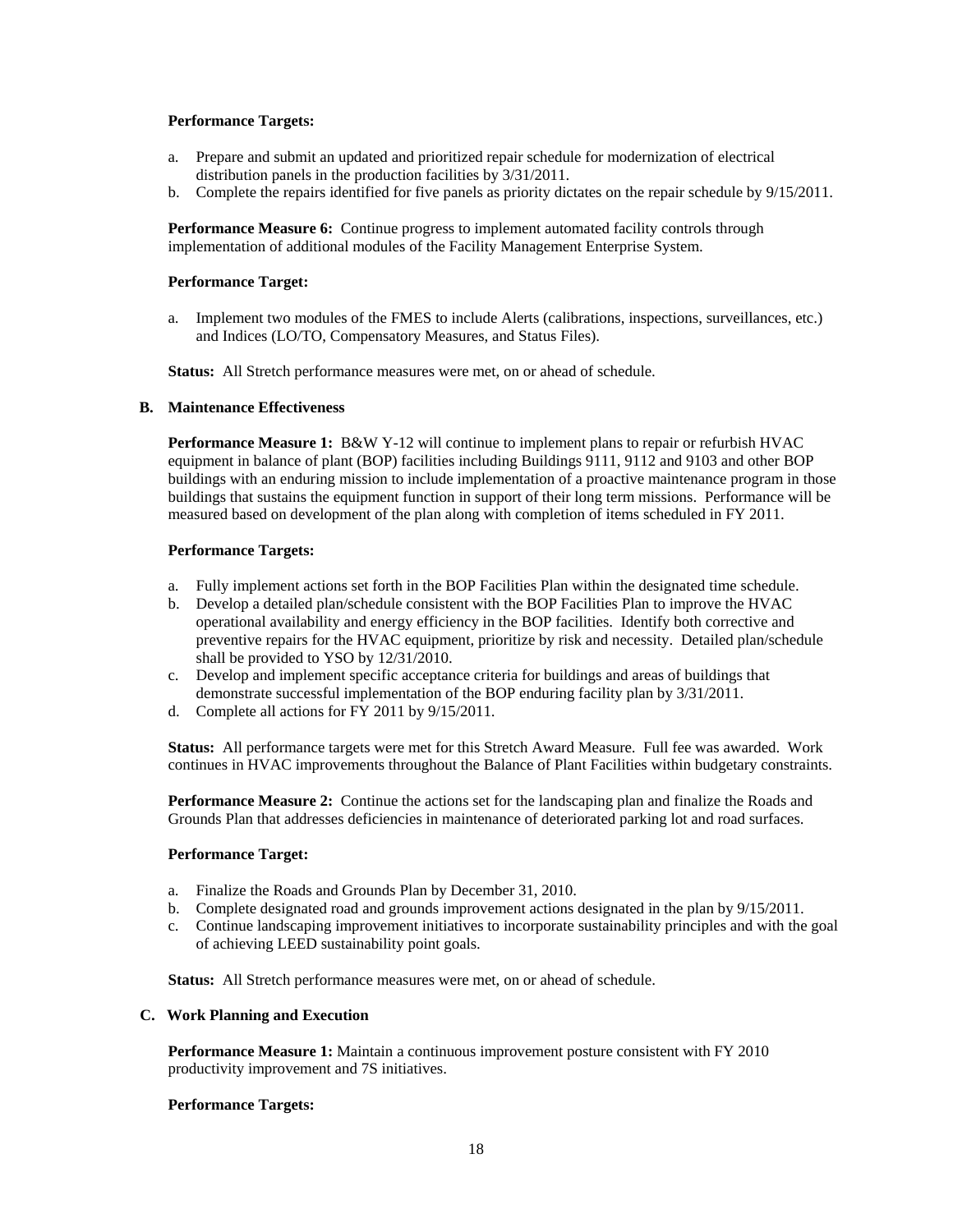**Performance Targets:**

a. Prepare and submit an updated and prioritized repair schedule for modernization of electrical distribution panels in the production facilities by 3/31/2011.
b. Complete the repairs identified for five panels as priority dictates on the repair schedule by 9/15/2011.

**Performance Measure 6:** Continue progress to implement automated facility controls through implementation of additional modules of the Facility Management Enterprise System.

**Performance Target:**

a. Implement two modules of the FMES to include Alerts (calibrations, inspections, surveillances, etc.) and Indices (LO/TO, Compensatory Measures, and Status Files).

**Status:** All Stretch performance measures were met, on or ahead of schedule.

### B. Maintenance Effectiveness

**Performance Measure 1:** B&W Y-12 will continue to implement plans to repair or refurbish HVAC equipment in balance of plant (BOP) facilities including Buildings 9111, 9112 and 9103 and other BOP buildings with an enduring mission to include implementation of a proactive maintenance program in those buildings that sustains the equipment function in support of their long term missions. Performance will be measured based on development of the plan along with completion of items scheduled in FY 2011.

**Performance Targets:**

a. Fully implement actions set forth in the BOP Facilities Plan within the designated time schedule.
b. Develop a detailed plan/schedule consistent with the BOP Facilities Plan to improve the HVAC operational availability and energy efficiency in the BOP facilities. Identify both corrective and preventive repairs for the HVAC equipment, prioritize by risk and necessity. Detailed plan/schedule shall be provided to YSO by 12/31/2010.
c. Develop and implement specific acceptance criteria for buildings and areas of buildings that demonstrate successful implementation of the BOP enduring facility plan by 3/31/2011.
d. Complete all actions for FY 2011 by 9/15/2011.

**Status:** All performance targets were met for this Stretch Award Measure. Full fee was awarded. Work continues in HVAC improvements throughout the Balance of Plant Facilities within budgetary constraints.

**Performance Measure 2:** Continue the actions set for the landscaping plan and finalize the Roads and Grounds Plan that addresses deficiencies in maintenance of deteriorated parking lot and road surfaces.

**Performance Target:**

a. Finalize the Roads and Grounds Plan by December 31, 2010.
b. Complete designated road and grounds improvement actions designated in the plan by 9/15/2011.
c. Continue landscaping improvement initiatives to incorporate sustainability principles and with the goal of achieving LEED sustainability point goals.

**Status:** All Stretch performance measures were met, on or ahead of schedule.

### C. Work Planning and Execution

**Performance Measure 1:** Maintain a continuous improvement posture consistent with FY 2010 productivity improvement and 7S initiatives.

**Performance Targets:**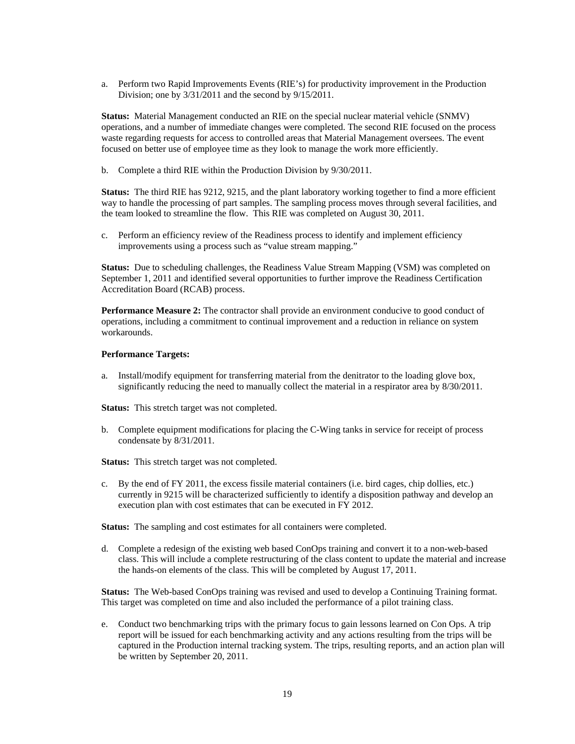a. Perform two Rapid Improvements Events (RIE's) for productivity improvement in the Production Division; one by 3/31/2011 and the second by 9/15/2011.

**Status:** Material Management conducted an RIE on the special nuclear material vehicle (SNMV) operations, and a number of immediate changes were completed. The second RIE focused on the process waste regarding requests for access to controlled areas that Material Management oversees. The event focused on better use of employee time as they look to manage the work more efficiently.

b. Complete a third RIE within the Production Division by 9/30/2011.

**Status:** The third RIE has 9212, 9215, and the plant laboratory working together to find a more efficient way to handle the processing of part samples. The sampling process moves through several facilities, and the team looked to streamline the flow. This RIE was completed on August 30, 2011.

c. Perform an efficiency review of the Readiness process to identify and implement efficiency improvements using a process such as "value stream mapping."

**Status:** Due to scheduling challenges, the Readiness Value Stream Mapping (VSM) was completed on September 1, 2011 and identified several opportunities to further improve the Readiness Certification Accreditation Board (RCAB) process.

**Performance Measure 2:** The contractor shall provide an environment conducive to good conduct of operations, including a commitment to continual improvement and a reduction in reliance on system workarounds.

**Performance Targets:**

a. Install/modify equipment for transferring material from the denitrator to the loading glove box, significantly reducing the need to manually collect the material in a respirator area by 8/30/2011.

**Status:** This stretch target was not completed.

b. Complete equipment modifications for placing the C-Wing tanks in service for receipt of process condensate by 8/31/2011.

**Status:** This stretch target was not completed.

c. By the end of FY 2011, the excess fissile material containers (i.e. bird cages, chip dollies, etc.) currently in 9215 will be characterized sufficiently to identify a disposition pathway and develop an execution plan with cost estimates that can be executed in FY 2012.

**Status:** The sampling and cost estimates for all containers were completed.

d. Complete a redesign of the existing web based ConOps training and convert it to a non-web-based class. This will include a complete restructuring of the class content to update the material and increase the hands-on elements of the class. This will be completed by August 17, 2011.

**Status:** The Web-based ConOps training was revised and used to develop a Continuing Training format. This target was completed on time and also included the performance of a pilot training class.

e. Conduct two benchmarking trips with the primary focus to gain lessons learned on Con Ops. A trip report will be issued for each benchmarking activity and any actions resulting from the trips will be captured in the Production internal tracking system. The trips, resulting reports, and an action plan will be written by September 20, 2011.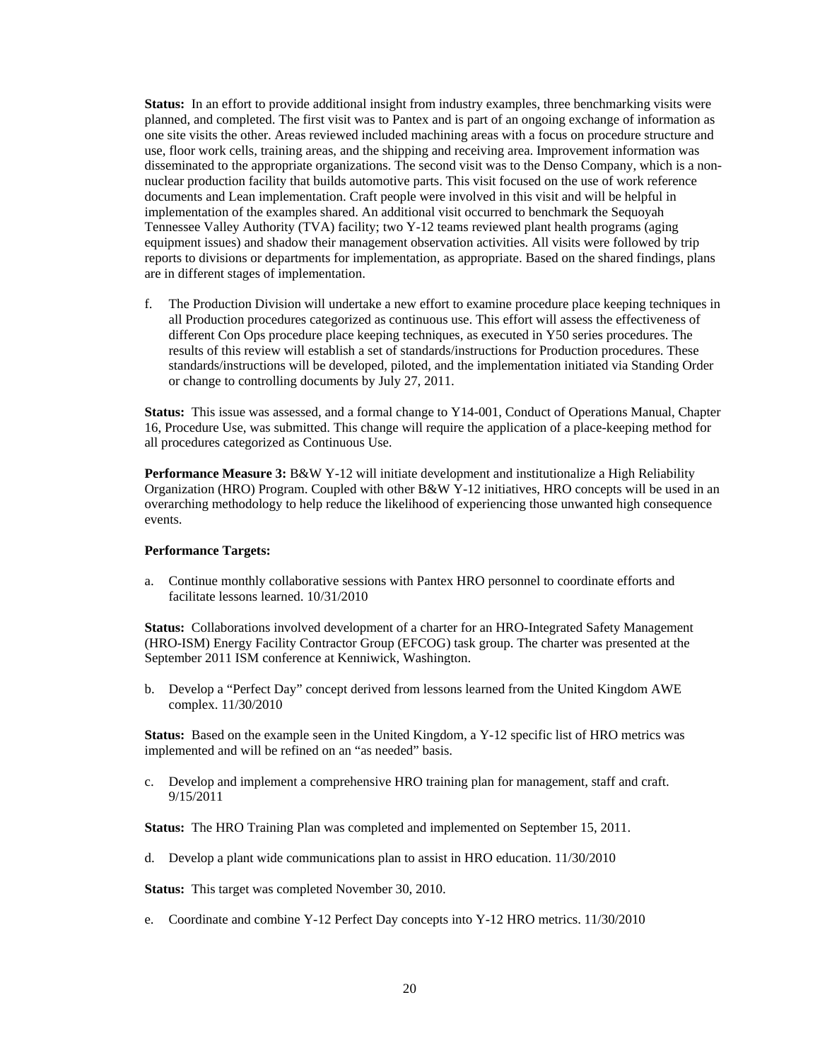**Status:** In an effort to provide additional insight from industry examples, three benchmarking visits were planned, and completed. The first visit was to Pantex and is part of an ongoing exchange of information as one site visits the other. Areas reviewed included machining areas with a focus on procedure structure and use, floor work cells, training areas, and the shipping and receiving area. Improvement information was disseminated to the appropriate organizations. The second visit was to the Denso Company, which is a non-nuclear production facility that builds automotive parts. This visit focused on the use of work reference documents and Lean implementation. Craft people were involved in this visit and will be helpful in implementation of the examples shared. An additional visit occurred to benchmark the Sequoyah Tennessee Valley Authority (TVA) facility; two Y-12 teams reviewed plant health programs (aging equipment issues) and shadow their management observation activities. All visits were followed by trip reports to divisions or departments for implementation, as appropriate. Based on the shared findings, plans are in different stages of implementation.

f. The Production Division will undertake a new effort to examine procedure place keeping techniques in all Production procedures categorized as continuous use. This effort will assess the effectiveness of different Con Ops procedure place keeping techniques, as executed in Y50 series procedures. The results of this review will establish a set of standards/instructions for Production procedures. These standards/instructions will be developed, piloted, and the implementation initiated via Standing Order or change to controlling documents by July 27, 2011.

**Status:** This issue was assessed, and a formal change to Y14-001, Conduct of Operations Manual, Chapter 16, Procedure Use, was submitted. This change will require the application of a place-keeping method for all procedures categorized as Continuous Use.

**Performance Measure 3:** B&W Y-12 will initiate development and institutionalize a High Reliability Organization (HRO) Program. Coupled with other B&W Y-12 initiatives, HRO concepts will be used in an overarching methodology to help reduce the likelihood of experiencing those unwanted high consequence events.

**Performance Targets:**

a. Continue monthly collaborative sessions with Pantex HRO personnel to coordinate efforts and facilitate lessons learned. 10/31/2010

**Status:** Collaborations involved development of a charter for an HRO-Integrated Safety Management (HRO-ISM) Energy Facility Contractor Group (EFCOG) task group. The charter was presented at the September 2011 ISM conference at Kenniwick, Washington.

b. Develop a "Perfect Day" concept derived from lessons learned from the United Kingdom AWE complex. 11/30/2010

**Status:** Based on the example seen in the United Kingdom, a Y-12 specific list of HRO metrics was implemented and will be refined on an "as needed" basis.

c. Develop and implement a comprehensive HRO training plan for management, staff and craft. 9/15/2011

**Status:** The HRO Training Plan was completed and implemented on September 15, 2011.

d. Develop a plant wide communications plan to assist in HRO education. 11/30/2010

**Status:** This target was completed November 30, 2010.

e. Coordinate and combine Y-12 Perfect Day concepts into Y-12 HRO metrics. 11/30/2010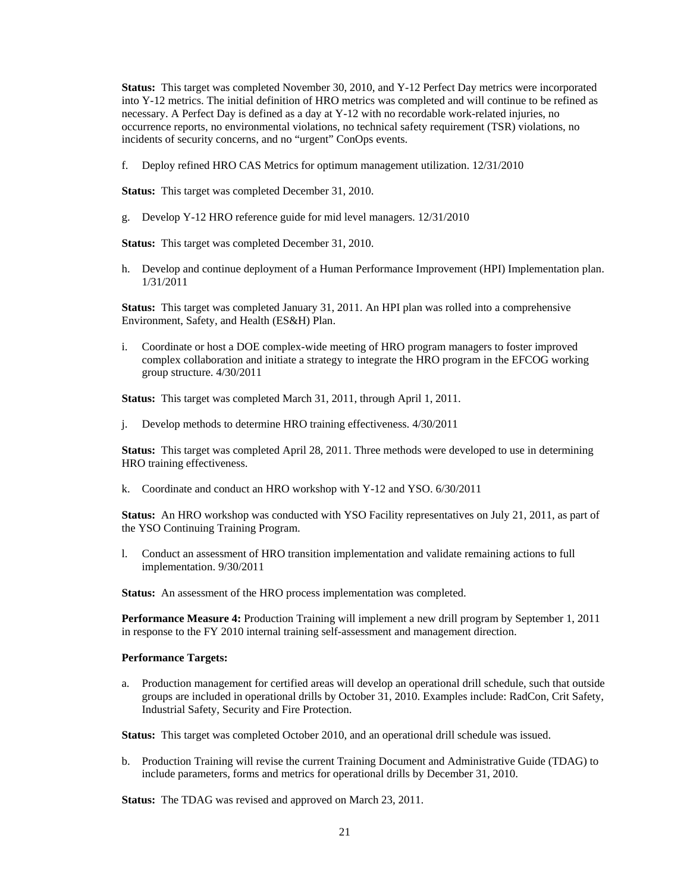**Status:** This target was completed November 30, 2010, and Y-12 Perfect Day metrics were incorporated into Y-12 metrics. The initial definition of HRO metrics was completed and will continue to be refined as necessary. A Perfect Day is defined as a day at Y-12 with no recordable work-related injuries, no occurrence reports, no environmental violations, no technical safety requirement (TSR) violations, no incidents of security concerns, and no "urgent" ConOps events.

f. Deploy refined HRO CAS Metrics for optimum management utilization. 12/31/2010

**Status:** This target was completed December 31, 2010.

g. Develop Y-12 HRO reference guide for mid level managers. 12/31/2010

**Status:** This target was completed December 31, 2010.

h. Develop and continue deployment of a Human Performance Improvement (HPI) Implementation plan. 1/31/2011

**Status:** This target was completed January 31, 2011. An HPI plan was rolled into a comprehensive Environment, Safety, and Health (ES&H) Plan.

i. Coordinate or host a DOE complex-wide meeting of HRO program managers to foster improved complex collaboration and initiate a strategy to integrate the HRO program in the EFCOG working group structure. 4/30/2011

**Status:** This target was completed March 31, 2011, through April 1, 2011.

j. Develop methods to determine HRO training effectiveness. 4/30/2011

**Status:** This target was completed April 28, 2011. Three methods were developed to use in determining HRO training effectiveness.

k. Coordinate and conduct an HRO workshop with Y-12 and YSO. 6/30/2011

**Status:** An HRO workshop was conducted with YSO Facility representatives on July 21, 2011, as part of the YSO Continuing Training Program.

l. Conduct an assessment of HRO transition implementation and validate remaining actions to full implementation. 9/30/2011

**Status:** An assessment of the HRO process implementation was completed.

**Performance Measure 4:** Production Training will implement a new drill program by September 1, 2011 in response to the FY 2010 internal training self-assessment and management direction.

**Performance Targets:**

a. Production management for certified areas will develop an operational drill schedule, such that outside groups are included in operational drills by October 31, 2010. Examples include: RadCon, Crit Safety, Industrial Safety, Security and Fire Protection.

**Status:** This target was completed October 2010, and an operational drill schedule was issued.

b. Production Training will revise the current Training Document and Administrative Guide (TDAG) to include parameters, forms and metrics for operational drills by December 31, 2010.

**Status:** The TDAG was revised and approved on March 23, 2011.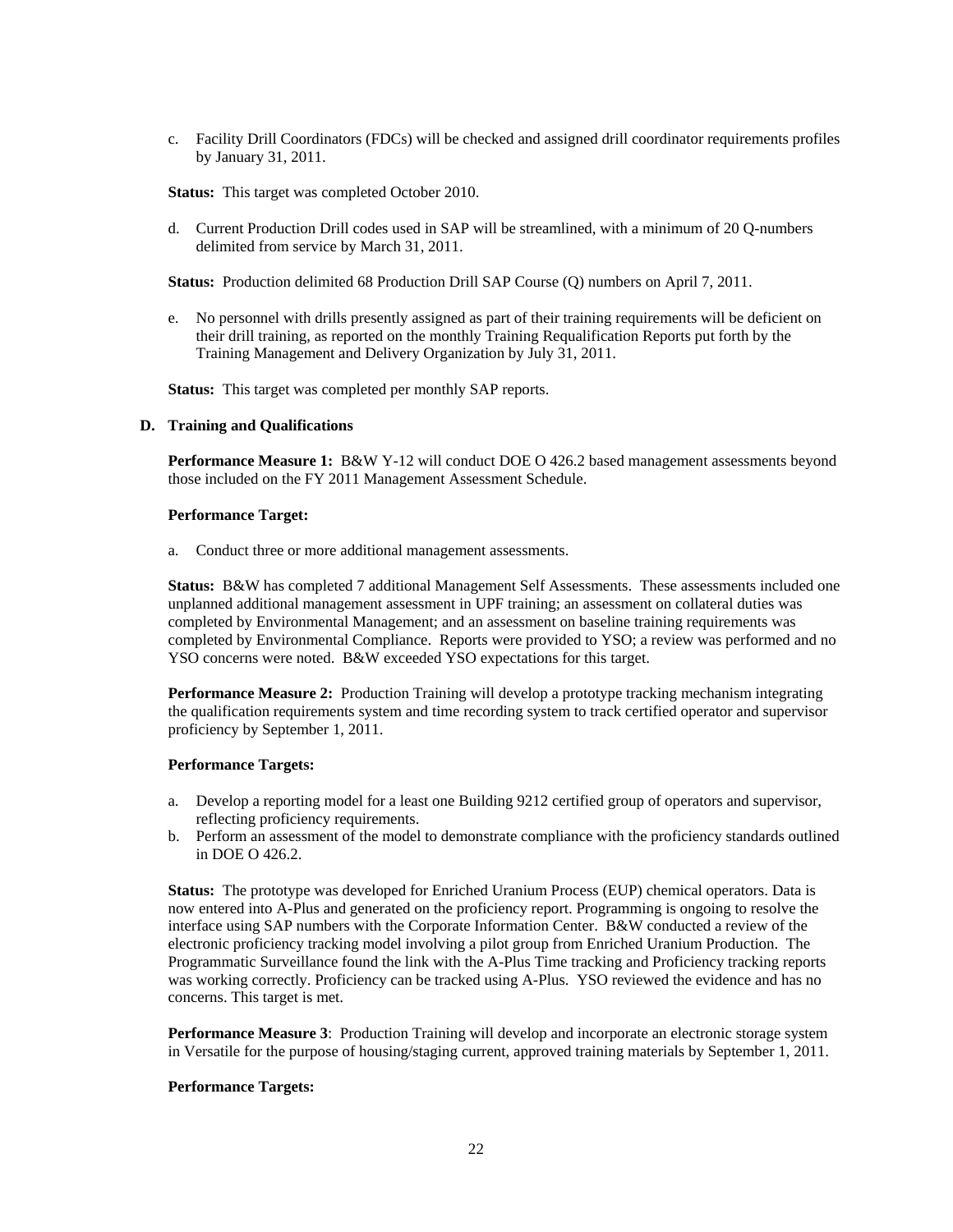c. Facility Drill Coordinators (FDCs) will be checked and assigned drill coordinator requirements profiles by January 31, 2011.

**Status:** This target was completed October 2010.

d. Current Production Drill codes used in SAP will be streamlined, with a minimum of 20 Q-numbers delimited from service by March 31, 2011.

**Status:** Production delimited 68 Production Drill SAP Course (Q) numbers on April 7, 2011.

e. No personnel with drills presently assigned as part of their training requirements will be deficient on their drill training, as reported on the monthly Training Requalification Reports put forth by the Training Management and Delivery Organization by July 31, 2011.

**Status:** This target was completed per monthly SAP reports.

### D. Training and Qualifications

**Performance Measure 1:** B&W Y-12 will conduct DOE O 426.2 based management assessments beyond those included on the FY 2011 Management Assessment Schedule.

**Performance Target:**

a. Conduct three or more additional management assessments.

**Status:** B&W has completed 7 additional Management Self Assessments. These assessments included one unplanned additional management assessment in UPF training; an assessment on collateral duties was completed by Environmental Management; and an assessment on baseline training requirements was completed by Environmental Compliance. Reports were provided to YSO; a review was performed and no YSO concerns were noted. B&W exceeded YSO expectations for this target.

**Performance Measure 2:** Production Training will develop a prototype tracking mechanism integrating the qualification requirements system and time recording system to track certified operator and supervisor proficiency by September 1, 2011.

**Performance Targets:**

a. Develop a reporting model for a least one Building 9212 certified group of operators and supervisor, reflecting proficiency requirements.
b. Perform an assessment of the model to demonstrate compliance with the proficiency standards outlined in DOE O 426.2.

**Status:** The prototype was developed for Enriched Uranium Process (EUP) chemical operators. Data is now entered into A-Plus and generated on the proficiency report. Programming is ongoing to resolve the interface using SAP numbers with the Corporate Information Center. B&W conducted a review of the electronic proficiency tracking model involving a pilot group from Enriched Uranium Production. The Programmatic Surveillance found the link with the A-Plus Time tracking and Proficiency tracking reports was working correctly. Proficiency can be tracked using A-Plus. YSO reviewed the evidence and has no concerns. This target is met.

**Performance Measure 3**: Production Training will develop and incorporate an electronic storage system in Versatile for the purpose of housing/staging current, approved training materials by September 1, 2011.

**Performance Targets:**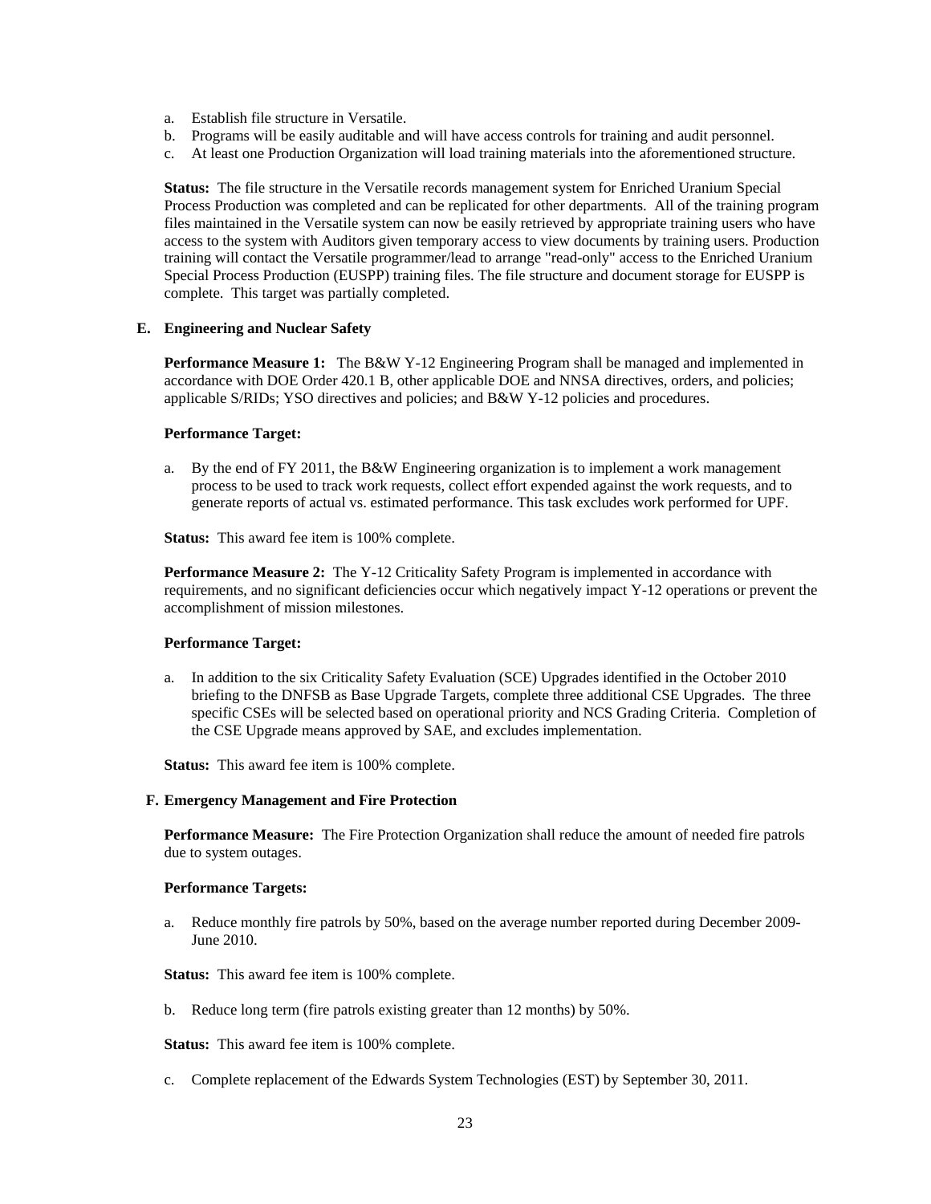a. Establish file structure in Versatile.
b. Programs will be easily auditable and will have access controls for training and audit personnel.
c. At least one Production Organization will load training materials into the aforementioned structure.

**Status:** The file structure in the Versatile records management system for Enriched Uranium Special Process Production was completed and can be replicated for other departments. All of the training program files maintained in the Versatile system can now be easily retrieved by appropriate training users who have access to the system with Auditors given temporary access to view documents by training users. Production training will contact the Versatile programmer/lead to arrange "read-only" access to the Enriched Uranium Special Process Production (EUSPP) training files. The file structure and document storage for EUSPP is complete. This target was partially completed.

### E. Engineering and Nuclear Safety

**Performance Measure 1:** The B&W Y-12 Engineering Program shall be managed and implemented in accordance with DOE Order 420.1 B, other applicable DOE and NNSA directives, orders, and policies; applicable S/RIDs; YSO directives and policies; and B&W Y-12 policies and procedures.

**Performance Target:**

a. By the end of FY 2011, the B&W Engineering organization is to implement a work management process to be used to track work requests, collect effort expended against the work requests, and to generate reports of actual vs. estimated performance. This task excludes work performed for UPF.

**Status:** This award fee item is 100% complete.

**Performance Measure 2:** The Y-12 Criticality Safety Program is implemented in accordance with requirements, and no significant deficiencies occur which negatively impact Y-12 operations or prevent the accomplishment of mission milestones.

**Performance Target:**

a. In addition to the six Criticality Safety Evaluation (SCE) Upgrades identified in the October 2010 briefing to the DNFSB as Base Upgrade Targets, complete three additional CSE Upgrades. The three specific CSEs will be selected based on operational priority and NCS Grading Criteria. Completion of the CSE Upgrade means approved by SAE, and excludes implementation.

**Status:** This award fee item is 100% complete.

### F. Emergency Management and Fire Protection

**Performance Measure:** The Fire Protection Organization shall reduce the amount of needed fire patrols due to system outages.

**Performance Targets:**

a. Reduce monthly fire patrols by 50%, based on the average number reported during December 2009-June 2010.

**Status:** This award fee item is 100% complete.

b. Reduce long term (fire patrols existing greater than 12 months) by 50%.

**Status:** This award fee item is 100% complete.

c. Complete replacement of the Edwards System Technologies (EST) by September 30, 2011.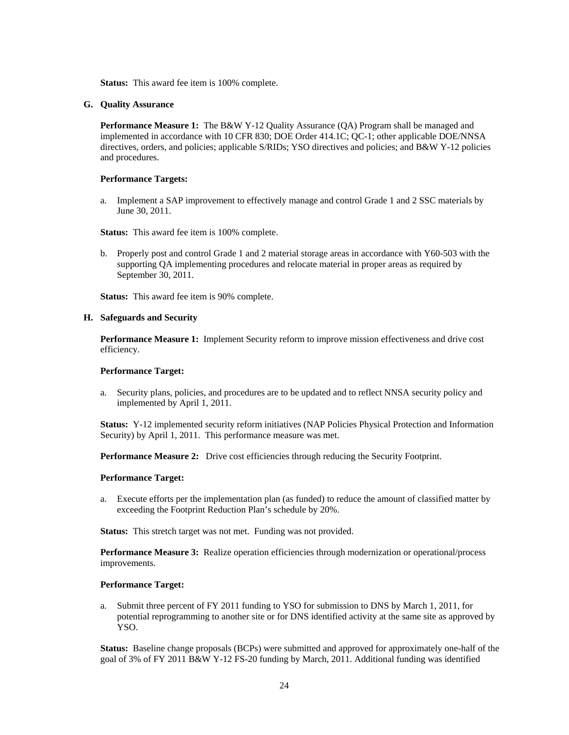**Status:** This award fee item is 100% complete.

### G. Quality Assurance

**Performance Measure 1:** The B&W Y-12 Quality Assurance (QA) Program shall be managed and implemented in accordance with 10 CFR 830; DOE Order 414.1C; QC-1; other applicable DOE/NNSA directives, orders, and policies; applicable S/RIDs; YSO directives and policies; and B&W Y-12 policies and procedures.

**Performance Targets:**

a. Implement a SAP improvement to effectively manage and control Grade 1 and 2 SSC materials by June 30, 2011.

**Status:** This award fee item is 100% complete.

b. Properly post and control Grade 1 and 2 material storage areas in accordance with Y60-503 with the supporting QA implementing procedures and relocate material in proper areas as required by September 30, 2011.

**Status:** This award fee item is 90% complete.

### H. Safeguards and Security

**Performance Measure 1:** Implement Security reform to improve mission effectiveness and drive cost efficiency.

**Performance Target:**

a. Security plans, policies, and procedures are to be updated and to reflect NNSA security policy and implemented by April 1, 2011.

**Status:** Y-12 implemented security reform initiatives (NAP Policies Physical Protection and Information Security) by April 1, 2011. This performance measure was met.

**Performance Measure 2:** Drive cost efficiencies through reducing the Security Footprint.

**Performance Target:**

a. Execute efforts per the implementation plan (as funded) to reduce the amount of classified matter by exceeding the Footprint Reduction Plan's schedule by 20%.

**Status:** This stretch target was not met. Funding was not provided.

**Performance Measure 3:** Realize operation efficiencies through modernization or operational/process improvements.

**Performance Target:**

a. Submit three percent of FY 2011 funding to YSO for submission to DNS by March 1, 2011, for potential reprogramming to another site or for DNS identified activity at the same site as approved by YSO.

**Status:** Baseline change proposals (BCPs) were submitted and approved for approximately one-half of the goal of 3% of FY 2011 B&W Y-12 FS-20 funding by March, 2011. Additional funding was identified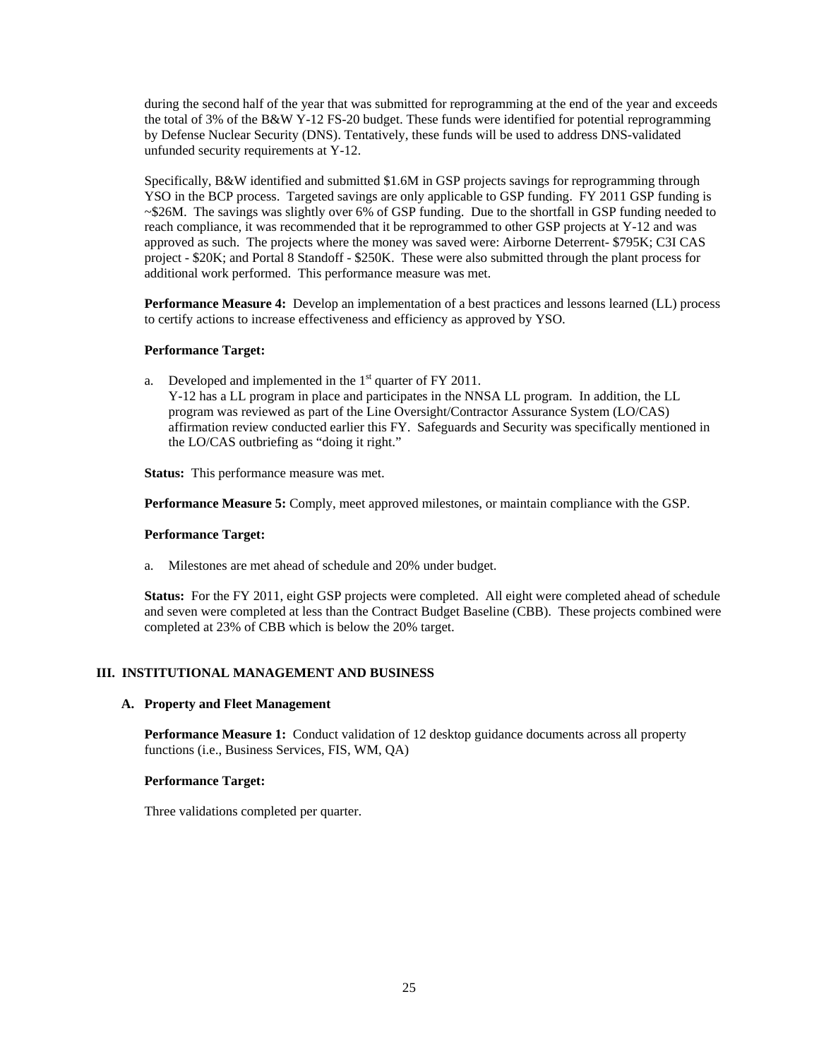during the second half of the year that was submitted for reprogramming at the end of the year and exceeds the total of 3% of the B&W Y-12 FS-20 budget. These funds were identified for potential reprogramming by Defense Nuclear Security (DNS). Tentatively, these funds will be used to address DNS-validated unfunded security requirements at Y-12.

Specifically, B&W identified and submitted $1.6M in GSP projects savings for reprogramming through YSO in the BCP process. Targeted savings are only applicable to GSP funding. FY 2011 GSP funding is ~$26M. The savings was slightly over 6% of GSP funding. Due to the shortfall in GSP funding needed to reach compliance, it was recommended that it be reprogrammed to other GSP projects at Y-12 and was approved as such. The projects where the money was saved were: Airborne Deterrent- $795K; C3I CAS project - $20K; and Portal 8 Standoff - $250K. These were also submitted through the plant process for additional work performed. This performance measure was met.

**Performance Measure 4:** Develop an implementation of a best practices and lessons learned (LL) process to certify actions to increase effectiveness and efficiency as approved by YSO.

**Performance Target:**

a. Developed and implemented in the 1st quarter of FY 2011.
   Y-12 has a LL program in place and participates in the NNSA LL program. In addition, the LL program was reviewed as part of the Line Oversight/Contractor Assurance System (LO/CAS) affirmation review conducted earlier this FY. Safeguards and Security was specifically mentioned in the LO/CAS outbriefing as "doing it right."

**Status:** This performance measure was met.

**Performance Measure 5:** Comply, meet approved milestones, or maintain compliance with the GSP.

**Performance Target:**

a. Milestones are met ahead of schedule and 20% under budget.

**Status:** For the FY 2011, eight GSP projects were completed. All eight were completed ahead of schedule and seven were completed at less than the Contract Budget Baseline (CBB). These projects combined were completed at 23% of CBB which is below the 20% target.

## III. INSTITUTIONAL MANAGEMENT AND BUSINESS

### A. Property and Fleet Management

**Performance Measure 1:** Conduct validation of 12 desktop guidance documents across all property functions (i.e., Business Services, FIS, WM, QA)

**Performance Target:**

Three validations completed per quarter.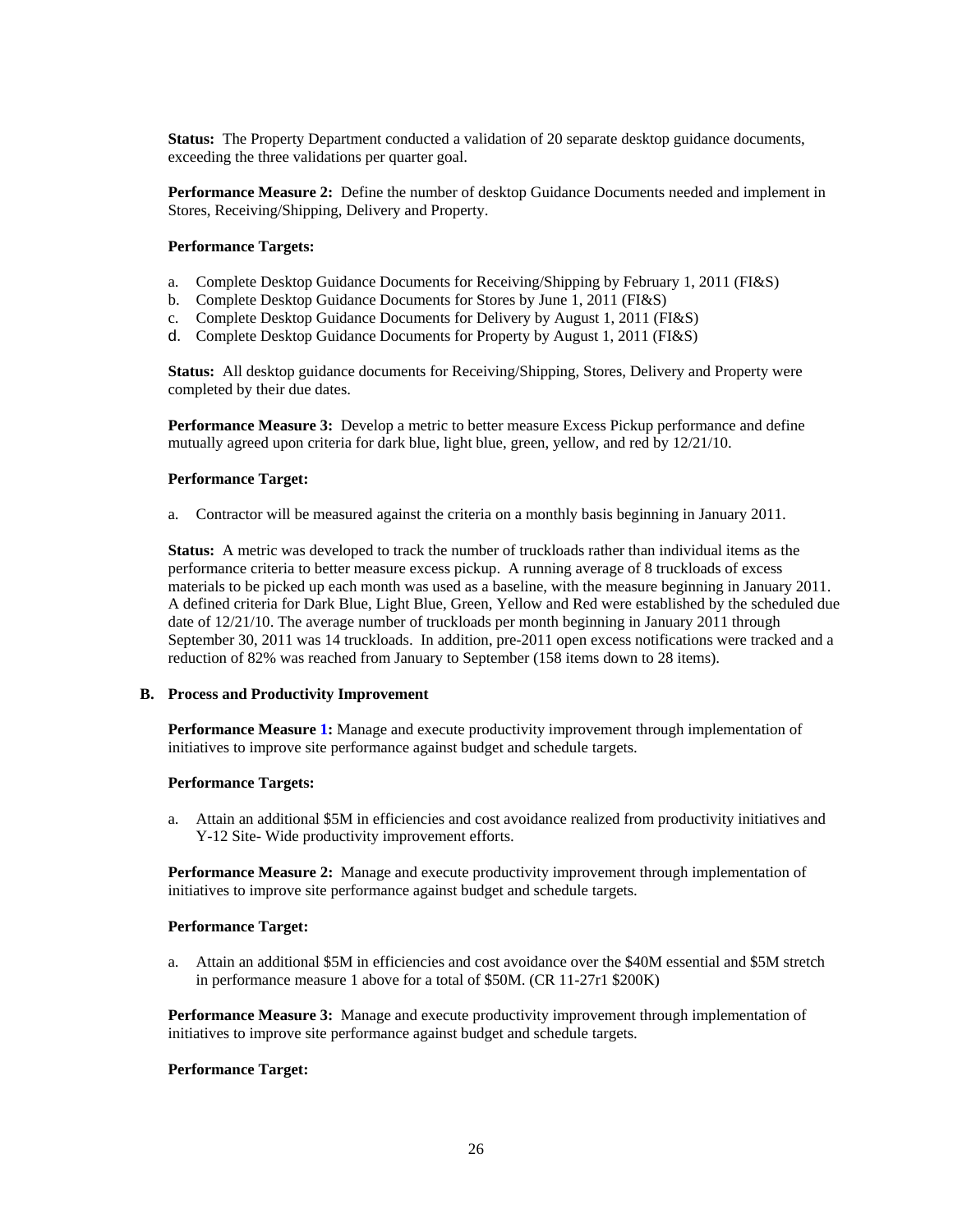**Status:** The Property Department conducted a validation of 20 separate desktop guidance documents, exceeding the three validations per quarter goal.

**Performance Measure 2:** Define the number of desktop Guidance Documents needed and implement in Stores, Receiving/Shipping, Delivery and Property.

**Performance Targets:**

a. Complete Desktop Guidance Documents for Receiving/Shipping by February 1, 2011 (FI&S)
b. Complete Desktop Guidance Documents for Stores by June 1, 2011 (FI&S)
c. Complete Desktop Guidance Documents for Delivery by August 1, 2011 (FI&S)
d. Complete Desktop Guidance Documents for Property by August 1, 2011 (FI&S)

**Status:** All desktop guidance documents for Receiving/Shipping, Stores, Delivery and Property were completed by their due dates.

**Performance Measure 3:** Develop a metric to better measure Excess Pickup performance and define mutually agreed upon criteria for dark blue, light blue, green, yellow, and red by 12/21/10.

**Performance Target:**

a. Contractor will be measured against the criteria on a monthly basis beginning in January 2011.

**Status:** A metric was developed to track the number of truckloads rather than individual items as the performance criteria to better measure excess pickup. A running average of 8 truckloads of excess materials to be picked up each month was used as a baseline, with the measure beginning in January 2011. A defined criteria for Dark Blue, Light Blue, Green, Yellow and Red were established by the scheduled due date of 12/21/10. The average number of truckloads per month beginning in January 2011 through September 30, 2011 was 14 truckloads. In addition, pre-2011 open excess notifications were tracked and a reduction of 82% was reached from January to September (158 items down to 28 items).

### B. Process and Productivity Improvement

**Performance Measure 1:** Manage and execute productivity improvement through implementation of initiatives to improve site performance against budget and schedule targets.

**Performance Targets:**

a. Attain an additional $5M in efficiencies and cost avoidance realized from productivity initiatives and Y-12 Site- Wide productivity improvement efforts.

**Performance Measure 2:** Manage and execute productivity improvement through implementation of initiatives to improve site performance against budget and schedule targets.

**Performance Target:**

a. Attain an additional $5M in efficiencies and cost avoidance over the $40M essential and $5M stretch in performance measure 1 above for a total of $50M. (CR 11-27r1 $200K)

**Performance Measure 3:** Manage and execute productivity improvement through implementation of initiatives to improve site performance against budget and schedule targets.

**Performance Target:**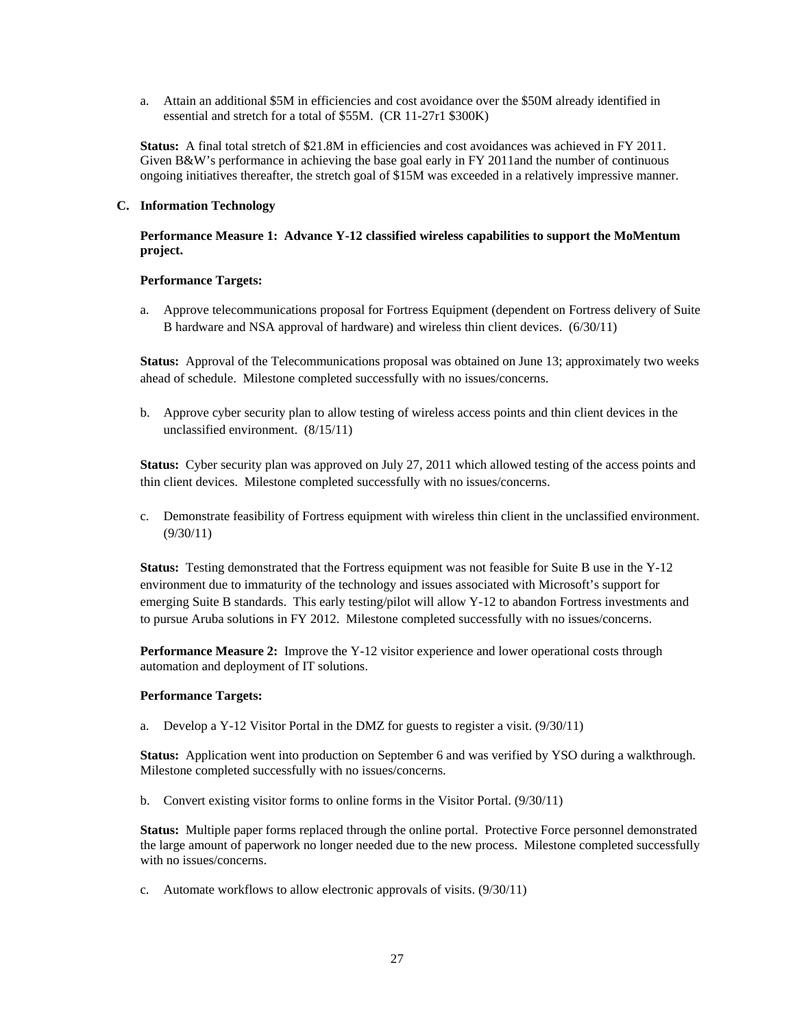a. Attain an additional $5M in efficiencies and cost avoidance over the $50M already identified in essential and stretch for a total of $55M. (CR 11-27r1 $300K)

**Status:** A final total stretch of $21.8M in efficiencies and cost avoidances was achieved in FY 2011. Given B&W's performance in achieving the base goal early in FY 2011and the number of continuous ongoing initiatives thereafter, the stretch goal of $15M was exceeded in a relatively impressive manner.

### C. Information Technology

**Performance Measure 1: Advance Y-12 classified wireless capabilities to support the MoMentum project.**

**Performance Targets:**

a. Approve telecommunications proposal for Fortress Equipment (dependent on Fortress delivery of Suite B hardware and NSA approval of hardware) and wireless thin client devices. (6/30/11)

**Status:** Approval of the Telecommunications proposal was obtained on June 13; approximately two weeks ahead of schedule. Milestone completed successfully with no issues/concerns.

b. Approve cyber security plan to allow testing of wireless access points and thin client devices in the unclassified environment. (8/15/11)

**Status:** Cyber security plan was approved on July 27, 2011 which allowed testing of the access points and thin client devices. Milestone completed successfully with no issues/concerns.

c. Demonstrate feasibility of Fortress equipment with wireless thin client in the unclassified environment. (9/30/11)

**Status:** Testing demonstrated that the Fortress equipment was not feasible for Suite B use in the Y-12 environment due to immaturity of the technology and issues associated with Microsoft's support for emerging Suite B standards. This early testing/pilot will allow Y-12 to abandon Fortress investments and to pursue Aruba solutions in FY 2012. Milestone completed successfully with no issues/concerns.

**Performance Measure 2:** Improve the Y-12 visitor experience and lower operational costs through automation and deployment of IT solutions.

**Performance Targets:**

a. Develop a Y-12 Visitor Portal in the DMZ for guests to register a visit. (9/30/11)

**Status:** Application went into production on September 6 and was verified by YSO during a walkthrough. Milestone completed successfully with no issues/concerns.

b. Convert existing visitor forms to online forms in the Visitor Portal. (9/30/11)

**Status:** Multiple paper forms replaced through the online portal. Protective Force personnel demonstrated the large amount of paperwork no longer needed due to the new process. Milestone completed successfully with no issues/concerns.

c. Automate workflows to allow electronic approvals of visits. (9/30/11)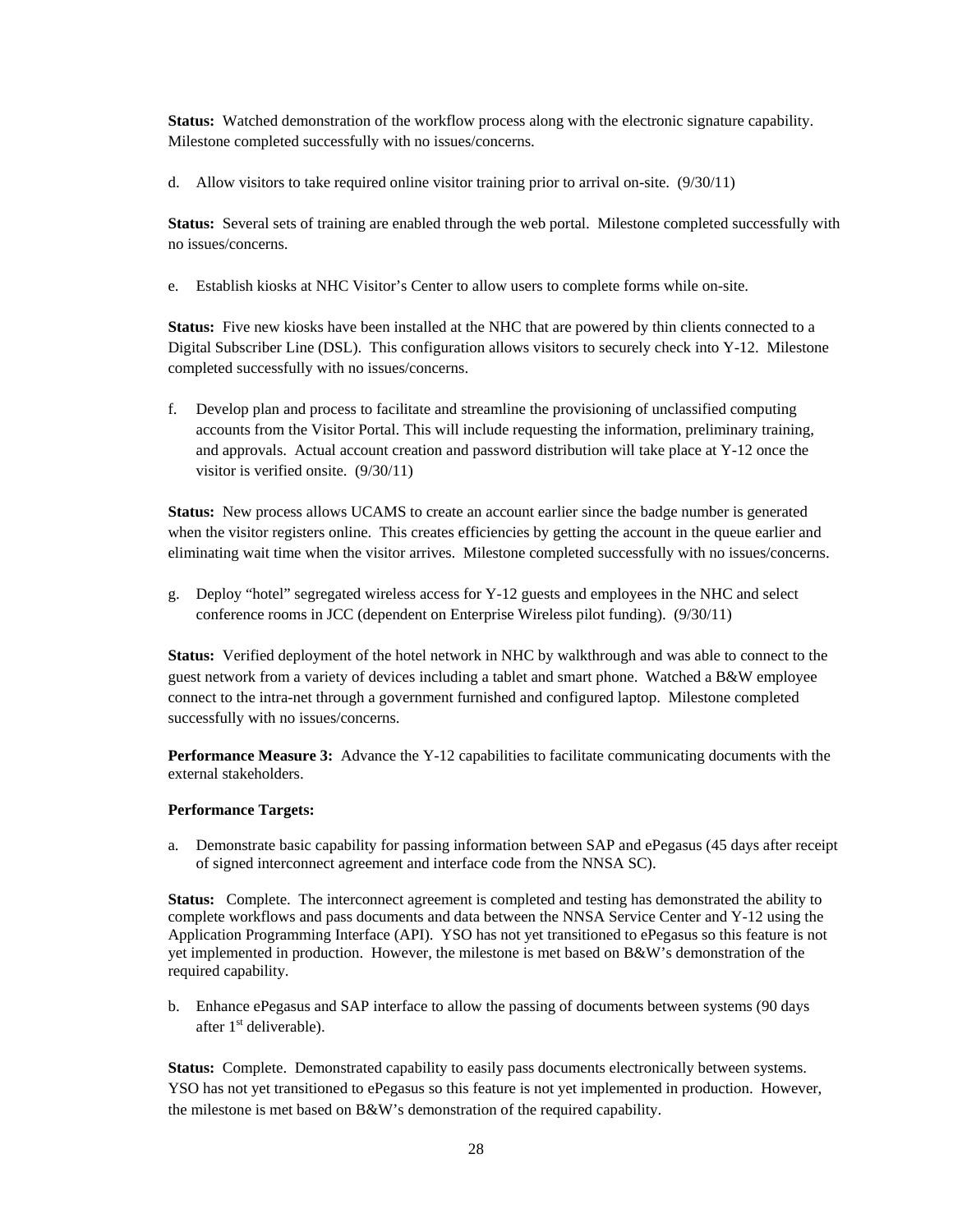**Status:** Watched demonstration of the workflow process along with the electronic signature capability. Milestone completed successfully with no issues/concerns.

d. Allow visitors to take required online visitor training prior to arrival on-site. (9/30/11)

**Status:** Several sets of training are enabled through the web portal. Milestone completed successfully with no issues/concerns.

e. Establish kiosks at NHC Visitor's Center to allow users to complete forms while on-site.

**Status:** Five new kiosks have been installed at the NHC that are powered by thin clients connected to a Digital Subscriber Line (DSL). This configuration allows visitors to securely check into Y-12. Milestone completed successfully with no issues/concerns.

f. Develop plan and process to facilitate and streamline the provisioning of unclassified computing accounts from the Visitor Portal. This will include requesting the information, preliminary training, and approvals. Actual account creation and password distribution will take place at Y-12 once the visitor is verified onsite. (9/30/11)

**Status:** New process allows UCAMS to create an account earlier since the badge number is generated when the visitor registers online. This creates efficiencies by getting the account in the queue earlier and eliminating wait time when the visitor arrives. Milestone completed successfully with no issues/concerns.

g. Deploy "hotel" segregated wireless access for Y-12 guests and employees in the NHC and select conference rooms in JCC (dependent on Enterprise Wireless pilot funding). (9/30/11)

**Status:** Verified deployment of the hotel network in NHC by walkthrough and was able to connect to the guest network from a variety of devices including a tablet and smart phone. Watched a B&W employee connect to the intra-net through a government furnished and configured laptop. Milestone completed successfully with no issues/concerns.

**Performance Measure 3:** Advance the Y-12 capabilities to facilitate communicating documents with the external stakeholders.

**Performance Targets:**

a. Demonstrate basic capability for passing information between SAP and ePegasus (45 days after receipt of signed interconnect agreement and interface code from the NNSA SC).

**Status:** Complete. The interconnect agreement is completed and testing has demonstrated the ability to complete workflows and pass documents and data between the NNSA Service Center and Y-12 using the Application Programming Interface (API). YSO has not yet transitioned to ePegasus so this feature is not yet implemented in production. However, the milestone is met based on B&W's demonstration of the required capability.

b. Enhance ePegasus and SAP interface to allow the passing of documents between systems (90 days after 1st deliverable).

**Status:** Complete. Demonstrated capability to easily pass documents electronically between systems. YSO has not yet transitioned to ePegasus so this feature is not yet implemented in production. However, the milestone is met based on B&W's demonstration of the required capability.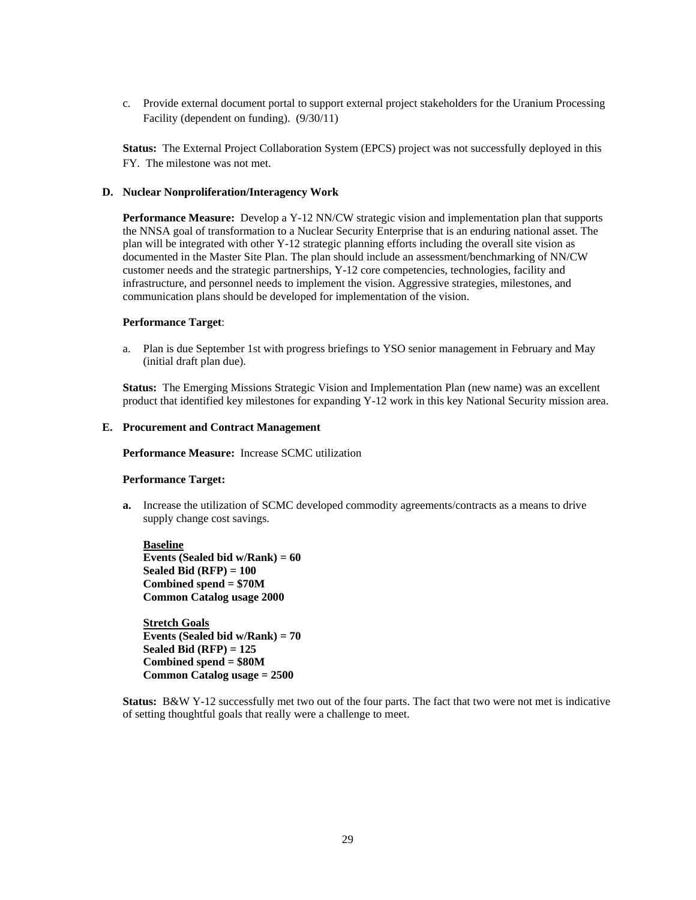c. Provide external document portal to support external project stakeholders for the Uranium Processing Facility (dependent on funding). (9/30/11)

**Status:** The External Project Collaboration System (EPCS) project was not successfully deployed in this FY. The milestone was not met.

### D. Nuclear Nonproliferation/Interagency Work

**Performance Measure:** Develop a Y-12 NN/CW strategic vision and implementation plan that supports the NNSA goal of transformation to a Nuclear Security Enterprise that is an enduring national asset. The plan will be integrated with other Y-12 strategic planning efforts including the overall site vision as documented in the Master Site Plan. The plan should include an assessment/benchmarking of NN/CW customer needs and the strategic partnerships, Y-12 core competencies, technologies, facility and infrastructure, and personnel needs to implement the vision. Aggressive strategies, milestones, and communication plans should be developed for implementation of the vision.

**Performance Target**:

a. Plan is due September 1st with progress briefings to YSO senior management in February and May (initial draft plan due).

**Status:** The Emerging Missions Strategic Vision and Implementation Plan (new name) was an excellent product that identified key milestones for expanding Y-12 work in this key National Security mission area.

### E. Procurement and Contract Management

**Performance Measure:** Increase SCMC utilization

**Performance Target:**

**a.** Increase the utilization of SCMC developed commodity agreements/contracts as a means to drive supply change cost savings.

**<u>Baseline</u>**
**Events (Sealed bid w/Rank) = 60**
**Sealed Bid (RFP) = 100**
**Combined spend = $70M**
**Common Catalog usage 2000**

**<u>Stretch Goals</u>**
**Events (Sealed bid w/Rank) = 70**
**Sealed Bid (RFP) = 125**
**Combined spend = $80M**
**Common Catalog usage = 2500**

**Status:** B&W Y-12 successfully met two out of the four parts. The fact that two were not met is indicative of setting thoughtful goals that really were a challenge to meet.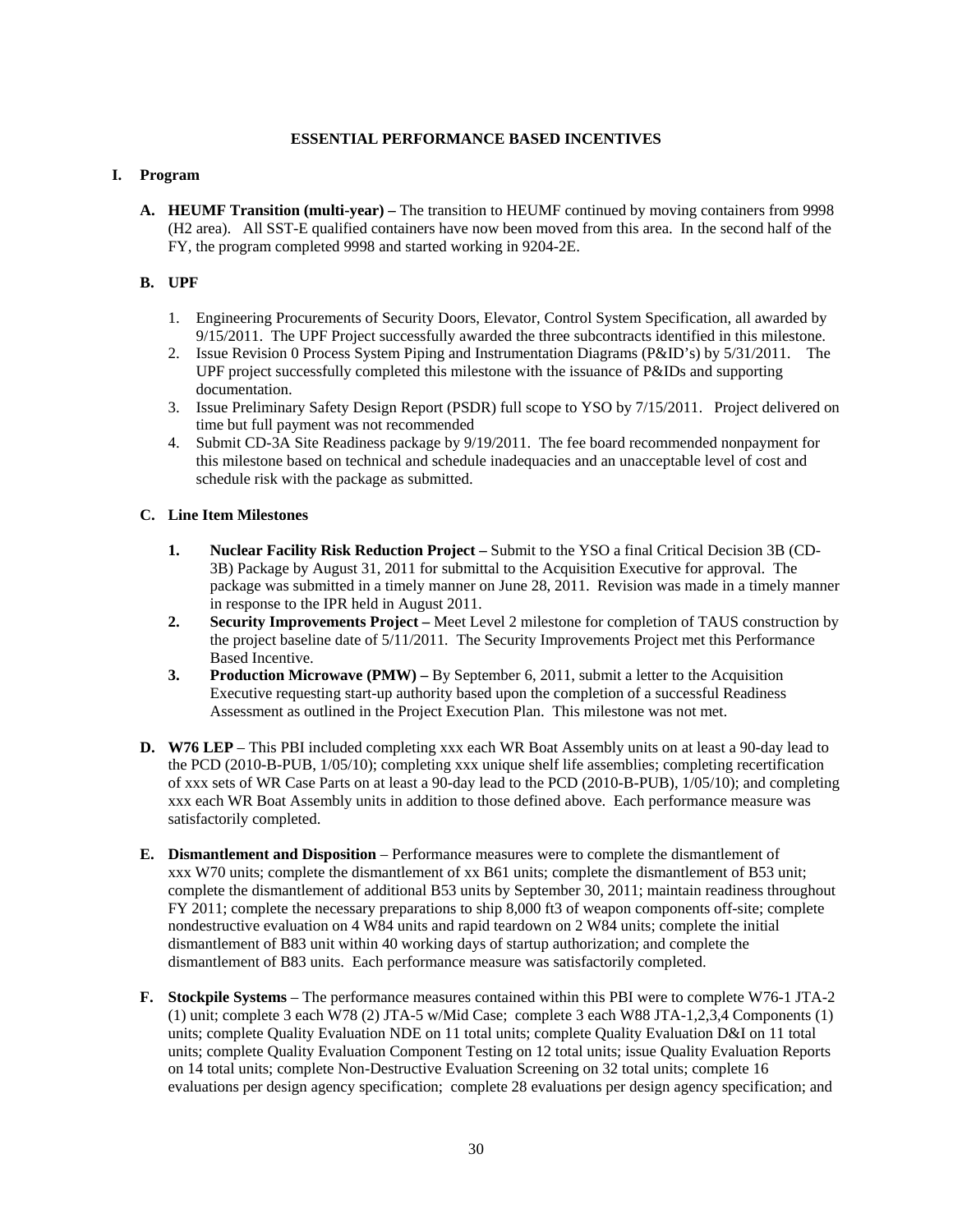## ESSENTIAL PERFORMANCE BASED INCENTIVES

### I. Program

**A. HEUMF Transition (multi-year) –** The transition to HEUMF continued by moving containers from 9998 (H2 area). All SST-E qualified containers have now been moved from this area. In the second half of the FY, the program completed 9998 and started working in 9204-2E.

**B. UPF**

1. Engineering Procurements of Security Doors, Elevator, Control System Specification, all awarded by 9/15/2011. The UPF Project successfully awarded the three subcontracts identified in this milestone.
2. Issue Revision 0 Process System Piping and Instrumentation Diagrams (P&ID's) by 5/31/2011. The UPF project successfully completed this milestone with the issuance of P&IDs and supporting documentation.
3. Issue Preliminary Safety Design Report (PSDR) full scope to YSO by 7/15/2011. Project delivered on time but full payment was not recommended
4. Submit CD-3A Site Readiness package by 9/19/2011. The fee board recommended nonpayment for this milestone based on technical and schedule inadequacies and an unacceptable level of cost and schedule risk with the package as submitted.

**C. Line Item Milestones**

1. **Nuclear Facility Risk Reduction Project –** Submit to the YSO a final Critical Decision 3B (CD-3B) Package by August 31, 2011 for submittal to the Acquisition Executive for approval. The package was submitted in a timely manner on June 28, 2011. Revision was made in a timely manner in response to the IPR held in August 2011.
2. **Security Improvements Project –** Meet Level 2 milestone for completion of TAUS construction by the project baseline date of 5/11/2011. The Security Improvements Project met this Performance Based Incentive.
3. **Production Microwave (PMW) –** By September 6, 2011, submit a letter to the Acquisition Executive requesting start-up authority based upon the completion of a successful Readiness Assessment as outlined in the Project Execution Plan. This milestone was not met.

**D. W76 LEP** – This PBI included completing xxx each WR Boat Assembly units on at least a 90-day lead to the PCD (2010-B-PUB, 1/05/10); completing xxx unique shelf life assemblies; completing recertification of xxx sets of WR Case Parts on at least a 90-day lead to the PCD (2010-B-PUB), 1/05/10); and completing xxx each WR Boat Assembly units in addition to those defined above. Each performance measure was satisfactorily completed.

**E. Dismantlement and Disposition** – Performance measures were to complete the dismantlement of xxx W70 units; complete the dismantlement of xx B61 units; complete the dismantlement of B53 unit; complete the dismantlement of additional B53 units by September 30, 2011; maintain readiness throughout FY 2011; complete the necessary preparations to ship 8,000 ft3 of weapon components off-site; complete nondestructive evaluation on 4 W84 units and rapid teardown on 2 W84 units; complete the initial dismantlement of B83 unit within 40 working days of startup authorization; and complete the dismantlement of B83 units. Each performance measure was satisfactorily completed.

**F. Stockpile Systems** – The performance measures contained within this PBI were to complete W76-1 JTA-2 (1) unit; complete 3 each W78 (2) JTA-5 w/Mid Case; complete 3 each W88 JTA-1,2,3,4 Components (1) units; complete Quality Evaluation NDE on 11 total units; complete Quality Evaluation D&I on 11 total units; complete Quality Evaluation Component Testing on 12 total units; issue Quality Evaluation Reports on 14 total units; complete Non-Destructive Evaluation Screening on 32 total units; complete 16 evaluations per design agency specification; complete 28 evaluations per design agency specification; and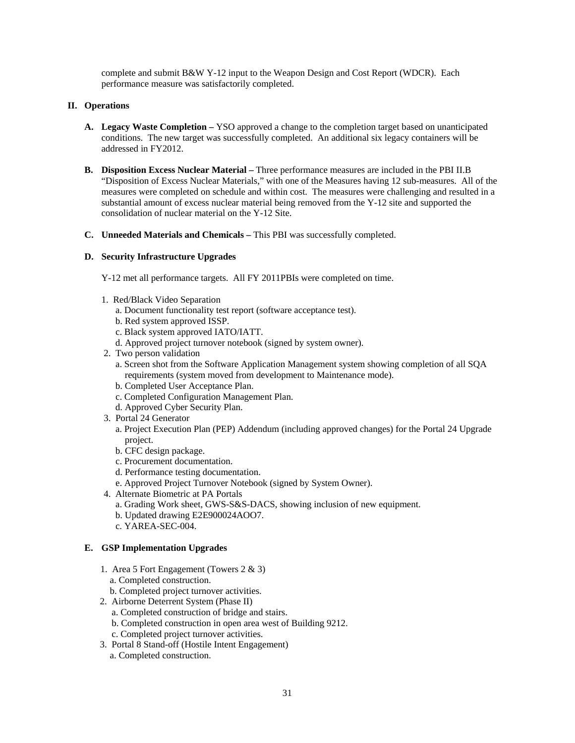complete and submit B&W Y-12 input to the Weapon Design and Cost Report (WDCR). Each performance measure was satisfactorily completed.

## II. Operations

**A. Legacy Waste Completion –** YSO approved a change to the completion target based on unanticipated conditions. The new target was successfully completed. An additional six legacy containers will be addressed in FY2012.

**B. Disposition Excess Nuclear Material –** Three performance measures are included in the PBI II.B "Disposition of Excess Nuclear Materials," with one of the Measures having 12 sub-measures. All of the measures were completed on schedule and within cost. The measures were challenging and resulted in a substantial amount of excess nuclear material being removed from the Y-12 site and supported the consolidation of nuclear material on the Y-12 Site.

**C. Unneeded Materials and Chemicals –** This PBI was successfully completed.

**D. Security Infrastructure Upgrades**

Y-12 met all performance targets. All FY 2011PBIs were completed on time.

1. Red/Black Video Separation
   a. Document functionality test report (software acceptance test).
   b. Red system approved ISSP.
   c. Black system approved IATO/IATT.
   d. Approved project turnover notebook (signed by system owner).
2. Two person validation
   a. Screen shot from the Software Application Management system showing completion of all SQA requirements (system moved from development to Maintenance mode).
   b. Completed User Acceptance Plan.
   c. Completed Configuration Management Plan.
   d. Approved Cyber Security Plan.
3. Portal 24 Generator
   a. Project Execution Plan (PEP) Addendum (including approved changes) for the Portal 24 Upgrade project.
   b. CFC design package.
   c. Procurement documentation.
   d. Performance testing documentation.
   e. Approved Project Turnover Notebook (signed by System Owner).
4. Alternate Biometric at PA Portals
   a. Grading Work sheet, GWS-S&S-DACS, showing inclusion of new equipment.
   b. Updated drawing E2E900024AOO7.
   c. YAREA-SEC-004.

**E. GSP Implementation Upgrades**

1. Area 5 Fort Engagement (Towers 2 & 3)
   a. Completed construction.
   b. Completed project turnover activities.
2. Airborne Deterrent System (Phase II)
   a. Completed construction of bridge and stairs.
   b. Completed construction in open area west of Building 9212.
   c. Completed project turnover activities.
3. Portal 8 Stand-off (Hostile Intent Engagement)
   a. Completed construction.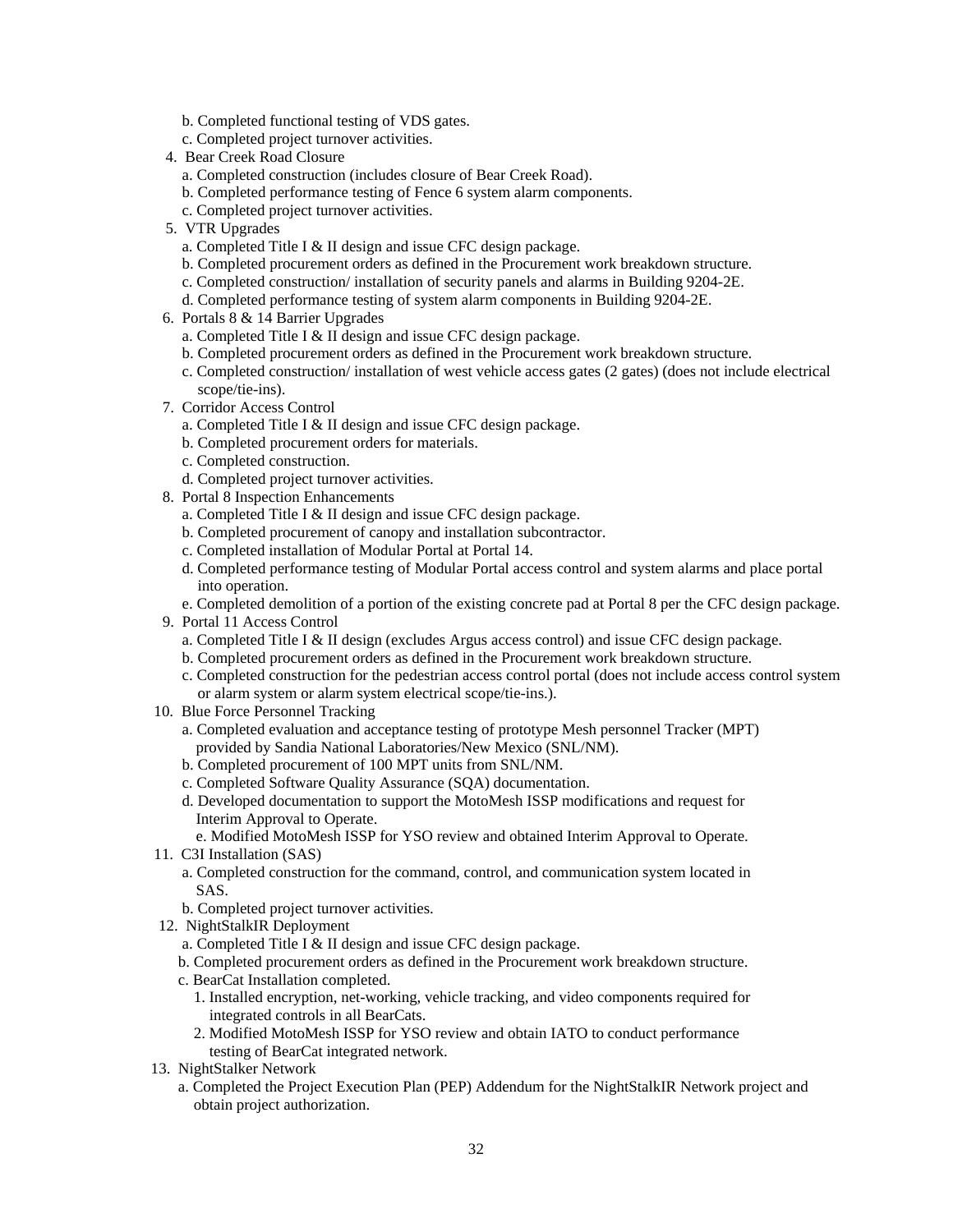b. Completed functional testing of VDS gates.
   c. Completed project turnover activities.

4. Bear Creek Road Closure
   a. Completed construction (includes closure of Bear Creek Road).
   b. Completed performance testing of Fence 6 system alarm components.
   c. Completed project turnover activities.
5. VTR Upgrades
   a. Completed Title I & II design and issue CFC design package.
   b. Completed procurement orders as defined in the Procurement work breakdown structure.
   c. Completed construction/ installation of security panels and alarms in Building 9204-2E.
   d. Completed performance testing of system alarm components in Building 9204-2E.
6. Portals 8 & 14 Barrier Upgrades
   a. Completed Title I & II design and issue CFC design package.
   b. Completed procurement orders as defined in the Procurement work breakdown structure.
   c. Completed construction/ installation of west vehicle access gates (2 gates) (does not include electrical scope/tie-ins).
7. Corridor Access Control
   a. Completed Title I & II design and issue CFC design package.
   b. Completed procurement orders for materials.
   c. Completed construction.
   d. Completed project turnover activities.
8. Portal 8 Inspection Enhancements
   a. Completed Title I & II design and issue CFC design package.
   b. Completed procurement of canopy and installation subcontractor.
   c. Completed installation of Modular Portal at Portal 14.
   d. Completed performance testing of Modular Portal access control and system alarms and place portal into operation.
   e. Completed demolition of a portion of the existing concrete pad at Portal 8 per the CFC design package.
9. Portal 11 Access Control
   a. Completed Title I & II design (excludes Argus access control) and issue CFC design package.
   b. Completed procurement orders as defined in the Procurement work breakdown structure.
   c. Completed construction for the pedestrian access control portal (does not include access control system or alarm system or alarm system electrical scope/tie-ins.).
10. Blue Force Personnel Tracking
    a. Completed evaluation and acceptance testing of prototype Mesh personnel Tracker (MPT) provided by Sandia National Laboratories/New Mexico (SNL/NM).
    b. Completed procurement of 100 MPT units from SNL/NM.
    c. Completed Software Quality Assurance (SQA) documentation.
    d. Developed documentation to support the MotoMesh ISSP modifications and request for Interim Approval to Operate.
    e. Modified MotoMesh ISSP for YSO review and obtained Interim Approval to Operate.
11. C3I Installation (SAS)
    a. Completed construction for the command, control, and communication system located in SAS.
    b. Completed project turnover activities.
12. NightStalkIR Deployment
    a. Completed Title I & II design and issue CFC design package.
    b. Completed procurement orders as defined in the Procurement work breakdown structure.
    c. BearCat Installation completed.
       1. Installed encryption, net-working, vehicle tracking, and video components required for integrated controls in all BearCats.
       2. Modified MotoMesh ISSP for YSO review and obtain IATO to conduct performance testing of BearCat integrated network.
13. NightStalker Network
    a. Completed the Project Execution Plan (PEP) Addendum for the NightStalkIR Network project and obtain project authorization.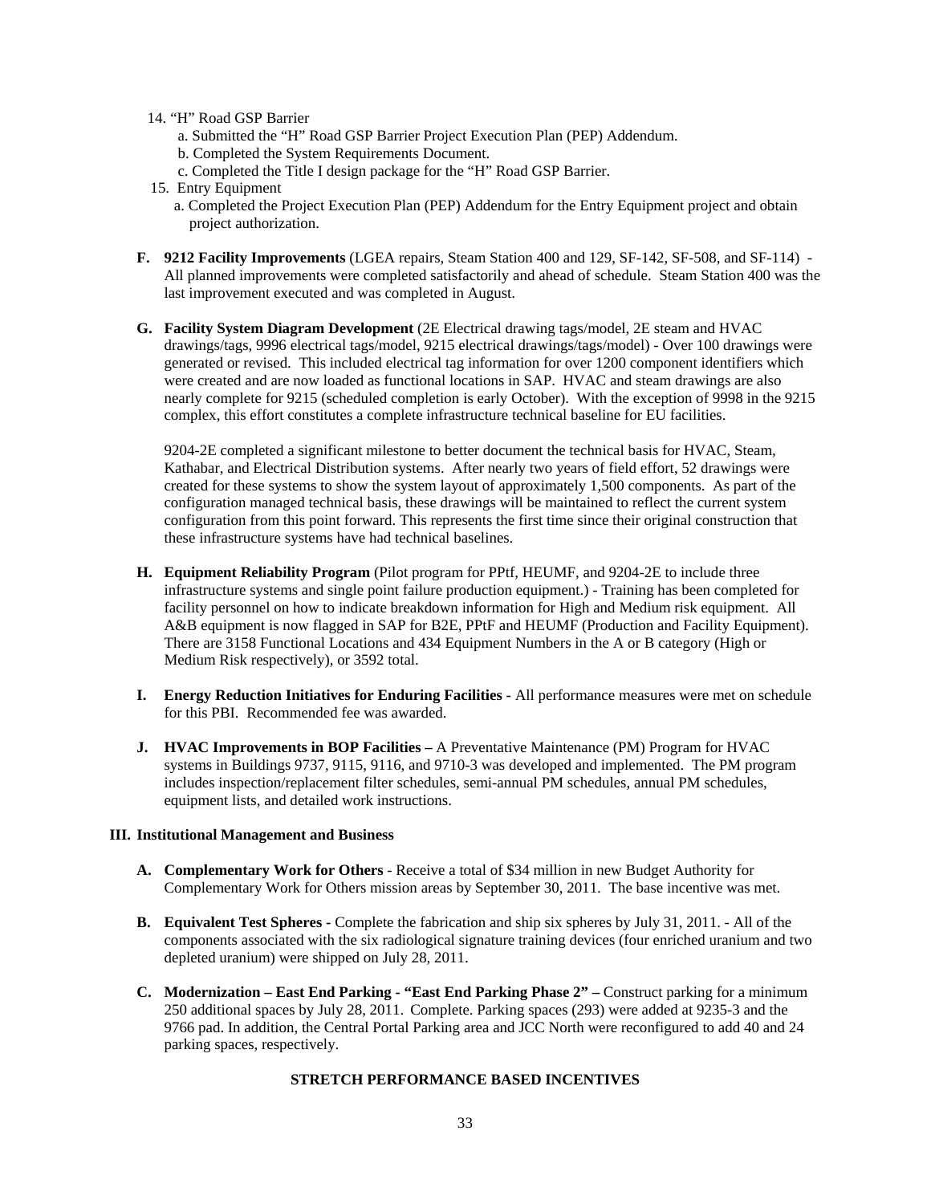14. "H" Road GSP Barrier
    a. Submitted the "H" Road GSP Barrier Project Execution Plan (PEP) Addendum.
    b. Completed the System Requirements Document.
    c. Completed the Title I design package for the "H" Road GSP Barrier.
15. Entry Equipment
    a. Completed the Project Execution Plan (PEP) Addendum for the Entry Equipment project and obtain project authorization.

**F. 9212 Facility Improvements** (LGEA repairs, Steam Station 400 and 129, SF-142, SF-508, and SF-114) - All planned improvements were completed satisfactorily and ahead of schedule. Steam Station 400 was the last improvement executed and was completed in August.

**G. Facility System Diagram Development** (2E Electrical drawing tags/model, 2E steam and HVAC drawings/tags, 9996 electrical tags/model, 9215 electrical drawings/tags/model) - Over 100 drawings were generated or revised. This included electrical tag information for over 1200 component identifiers which were created and are now loaded as functional locations in SAP. HVAC and steam drawings are also nearly complete for 9215 (scheduled completion is early October). With the exception of 9998 in the 9215 complex, this effort constitutes a complete infrastructure technical baseline for EU facilities.

9204-2E completed a significant milestone to better document the technical basis for HVAC, Steam, Kathabar, and Electrical Distribution systems. After nearly two years of field effort, 52 drawings were created for these systems to show the system layout of approximately 1,500 components. As part of the configuration managed technical basis, these drawings will be maintained to reflect the current system configuration from this point forward. This represents the first time since their original construction that these infrastructure systems have had technical baselines.

**H. Equipment Reliability Program** (Pilot program for PPtf, HEUMF, and 9204-2E to include three infrastructure systems and single point failure production equipment.) - Training has been completed for facility personnel on how to indicate breakdown information for High and Medium risk equipment. All A&B equipment is now flagged in SAP for B2E, PPtF and HEUMF (Production and Facility Equipment). There are 3158 Functional Locations and 434 Equipment Numbers in the A or B category (High or Medium Risk respectively), or 3592 total.

**I. Energy Reduction Initiatives for Enduring Facilities -** All performance measures were met on schedule for this PBI. Recommended fee was awarded.

**J. HVAC Improvements in BOP Facilities –** A Preventative Maintenance (PM) Program for HVAC systems in Buildings 9737, 9115, 9116, and 9710-3 was developed and implemented. The PM program includes inspection/replacement filter schedules, semi-annual PM schedules, annual PM schedules, equipment lists, and detailed work instructions.

**III. Institutional Management and Business**

**A. Complementary Work for Others** - Receive a total of $34 million in new Budget Authority for Complementary Work for Others mission areas by September 30, 2011. The base incentive was met.

**B. Equivalent Test Spheres -** Complete the fabrication and ship six spheres by July 31, 2011. - All of the components associated with the six radiological signature training devices (four enriched uranium and two depleted uranium) were shipped on July 28, 2011.

**C. Modernization – East End Parking - "East End Parking Phase 2" –** Construct parking for a minimum 250 additional spaces by July 28, 2011. Complete. Parking spaces (293) were added at 9235-3 and the 9766 pad. In addition, the Central Portal Parking area and JCC North were reconfigured to add 40 and 24 parking spaces, respectively.

**STRETCH PERFORMANCE BASED INCENTIVES**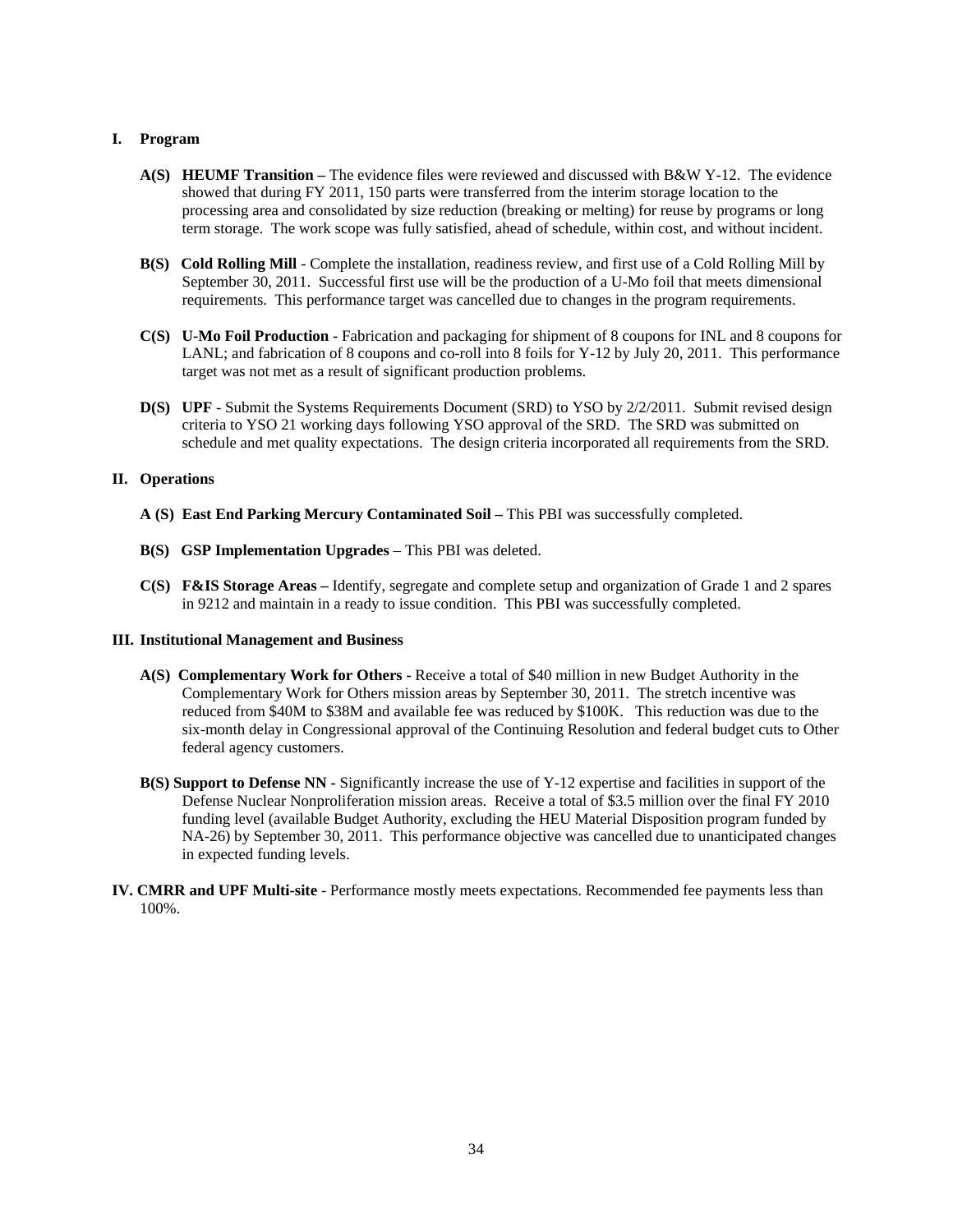## I. Program

**A(S) HEUMF Transition –** The evidence files were reviewed and discussed with B&W Y-12. The evidence showed that during FY 2011, 150 parts were transferred from the interim storage location to the processing area and consolidated by size reduction (breaking or melting) for reuse by programs or long term storage. The work scope was fully satisfied, ahead of schedule, within cost, and without incident.

**B(S) Cold Rolling Mill** - Complete the installation, readiness review, and first use of a Cold Rolling Mill by September 30, 2011. Successful first use will be the production of a U-Mo foil that meets dimensional requirements. This performance target was cancelled due to changes in the program requirements.

**C(S) U-Mo Foil Production -** Fabrication and packaging for shipment of 8 coupons for INL and 8 coupons for LANL; and fabrication of 8 coupons and co-roll into 8 foils for Y-12 by July 20, 2011. This performance target was not met as a result of significant production problems.

**D(S) UPF** - Submit the Systems Requirements Document (SRD) to YSO by 2/2/2011. Submit revised design criteria to YSO 21 working days following YSO approval of the SRD. The SRD was submitted on schedule and met quality expectations. The design criteria incorporated all requirements from the SRD.

## II. Operations

**A (S) East End Parking Mercury Contaminated Soil –** This PBI was successfully completed.

**B(S) GSP Implementation Upgrades** – This PBI was deleted.

**C(S) F&IS Storage Areas –** Identify, segregate and complete setup and organization of Grade 1 and 2 spares in 9212 and maintain in a ready to issue condition. This PBI was successfully completed.

## III. Institutional Management and Business

**A(S) Complementary Work for Others -** Receive a total of $40 million in new Budget Authority in the Complementary Work for Others mission areas by September 30, 2011. The stretch incentive was reduced from $40M to $38M and available fee was reduced by $100K. This reduction was due to the six-month delay in Congressional approval of the Continuing Resolution and federal budget cuts to Other federal agency customers.

**B(S) Support to Defense NN -** Significantly increase the use of Y-12 expertise and facilities in support of the Defense Nuclear Nonproliferation mission areas. Receive a total of $3.5 million over the final FY 2010 funding level (available Budget Authority, excluding the HEU Material Disposition program funded by NA-26) by September 30, 2011. This performance objective was cancelled due to unanticipated changes in expected funding levels.

## IV. CMRR and UPF Multi-site

**IV. CMRR and UPF Multi-site** - Performance mostly meets expectations. Recommended fee payments less than 100%.